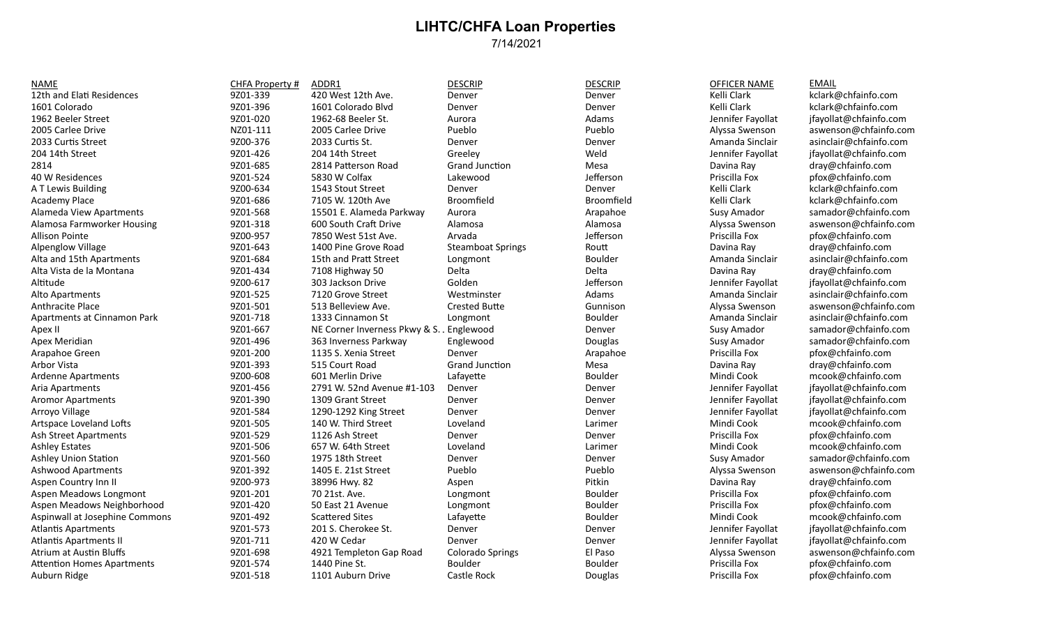# LIHTC/CHFA Loan Properties

7/14/2021

| NAME | CHFA Property # | ADDR1 | DESCRIP | DESCRIP | OFFICER NAME | EMAIL |
|---|---|---|---|---|---|---|
| 12th and Elati Residences | 9Z01-339 | 420 West 12th Ave. | Denver | Denver | Kelli Clark | kclark@chfainfo.com |
| 1601 Colorado | 9Z01-396 | 1601 Colorado Blvd | Denver | Denver | Kelli Clark | kclark@chfainfo.com |
| 1962 Beeler Street | 9Z01-020 | 1962-68 Beeler St. | Aurora | Adams | Jennifer Fayollat | jfayollat@chfainfo.com |
| 2005 Carlee Drive | NZ01-111 | 2005 Carlee Drive | Pueblo | Pueblo | Alyssa Swenson | aswenson@chfainfo.com |
| 2033 Curtis Street | 9Z00-376 | 2033 Curtis St. | Denver | Denver | Amanda Sinclair | asinclair@chfainfo.com |
| 204 14th Street | 9Z01-426 | 204 14th Street | Greeley | Weld | Jennifer Fayollat | jfayollat@chfainfo.com |
| 2814 | 9Z01-685 | 2814 Patterson Road | Grand Junction | Mesa | Davina Ray | dray@chfainfo.com |
| 40 W Residences | 9Z01-524 | 5830 W Colfax | Lakewood | Jefferson | Priscilla Fox | pfox@chfainfo.com |
| A T Lewis Building | 9Z00-634 | 1543 Stout Street | Denver | Denver | Kelli Clark | kclark@chfainfo.com |
| Academy Place | 9Z01-686 | 7105 W. 120th Ave | Broomfield | Broomfield | Kelli Clark | kclark@chfainfo.com |
| Alameda View Apartments | 9Z01-568 | 15501 E. Alameda Parkway | Aurora | Arapahoe | Susy Amador | samador@chfainfo.com |
| Alamosa Farmworker Housing | 9Z01-318 | 600 South Craft Drive | Alamosa | Alamosa | Alyssa Swenson | aswenson@chfainfo.com |
| Allison Pointe | 9Z00-957 | 7850 West 51st Ave. | Arvada | Jefferson | Priscilla Fox | pfox@chfainfo.com |
| Alpenglow Village | 9Z01-643 | 1400 Pine Grove Road | Steamboat Springs | Routt | Davina Ray | dray@chfainfo.com |
| Alta and 15th Apartments | 9Z01-684 | 15th and Pratt Street | Longmont | Boulder | Amanda Sinclair | asinclair@chfainfo.com |
| Alta Vista de la Montana | 9Z01-434 | 7108 Highway 50 | Delta | Delta | Davina Ray | dray@chfainfo.com |
| Altitude | 9Z00-617 | 303 Jackson Drive | Golden | Jefferson | Jennifer Fayollat | jfayollat@chfainfo.com |
| Alto Apartments | 9Z01-525 | 7120 Grove Street | Westminster | Adams | Amanda Sinclair | asinclair@chfainfo.com |
| Anthracite Place | 9Z01-501 | 513 Belleview Ave. | Crested Butte | Gunnison | Alyssa Swenson | aswenson@chfainfo.com |
| Apartments at Cinnamon Park | 9Z01-718 | 1333 Cinnamon St | Longmont | Boulder | Amanda Sinclair | asinclair@chfainfo.com |
| Apex II | 9Z01-667 | NE Corner Inverness Pkwy & S. . | Englewood | Denver | Susy Amador | samador@chfainfo.com |
| Apex Meridian | 9Z01-496 | 363 Inverness Parkway | Englewood | Douglas | Susy Amador | samador@chfainfo.com |
| Arapahoe Green | 9Z01-200 | 1135 S. Xenia Street | Denver | Arapahoe | Priscilla Fox | pfox@chfainfo.com |
| Arbor Vista | 9Z01-393 | 515 Court Road | Grand Junction | Mesa | Davina Ray | dray@chfainfo.com |
| Ardenne Apartments | 9Z00-608 | 601 Merlin Drive | Lafayette | Boulder | Mindi Cook | mcook@chfainfo.com |
| Aria Apartments | 9Z01-456 | 2791 W. 52nd Avenue #1-103 | Denver | Denver | Jennifer Fayollat | jfayollat@chfainfo.com |
| Aromor Apartments | 9Z01-390 | 1309 Grant Street | Denver | Denver | Jennifer Fayollat | jfayollat@chfainfo.com |
| Arroyo Village | 9Z01-584 | 1290-1292 King Street | Denver | Denver | Jennifer Fayollat | jfayollat@chfainfo.com |
| Artspace Loveland Lofts | 9Z01-505 | 140 W. Third Street | Loveland | Larimer | Mindi Cook | mcook@chfainfo.com |
| Ash Street Apartments | 9Z01-529 | 1126 Ash Street | Denver | Denver | Priscilla Fox | pfox@chfainfo.com |
| Ashley Estates | 9Z01-506 | 657 W. 64th Street | Loveland | Larimer | Mindi Cook | mcook@chfainfo.com |
| Ashley Union Station | 9Z01-560 | 1975 18th Street | Denver | Denver | Susy Amador | samador@chfainfo.com |
| Ashwood Apartments | 9Z01-392 | 1405 E. 21st Street | Pueblo | Pueblo | Alyssa Swenson | aswenson@chfainfo.com |
| Aspen Country Inn II | 9Z00-973 | 38996 Hwy. 82 | Aspen | Pitkin | Davina Ray | dray@chfainfo.com |
| Aspen Meadows Longmont | 9Z01-201 | 70 21st. Ave. | Longmont | Boulder | Priscilla Fox | pfox@chfainfo.com |
| Aspen Meadows Neighborhood | 9Z01-420 | 50 East 21 Avenue | Longmont | Boulder | Priscilla Fox | pfox@chfainfo.com |
| Aspinwall at Josephine Commons | 9Z01-492 | Scattered Sites | Lafayette | Boulder | Mindi Cook | mcook@chfainfo.com |
| Atlantis Apartments | 9Z01-573 | 201 S. Cherokee St. | Denver | Denver | Jennifer Fayollat | jfayollat@chfainfo.com |
| Atlantis Apartments II | 9Z01-711 | 420 W Cedar | Denver | Denver | Jennifer Fayollat | jfayollat@chfainfo.com |
| Atrium at Austin Bluffs | 9Z01-698 | 4921 Templeton Gap Road | Colorado Springs | El Paso | Alyssa Swenson | aswenson@chfainfo.com |
| Attention Homes Apartments | 9Z01-574 | 1440 Pine St. | Boulder | Boulder | Priscilla Fox | pfox@chfainfo.com |
| Auburn Ridge | 9Z01-518 | 1101 Auburn Drive | Castle Rock | Douglas | Priscilla Fox | pfox@chfainfo.com |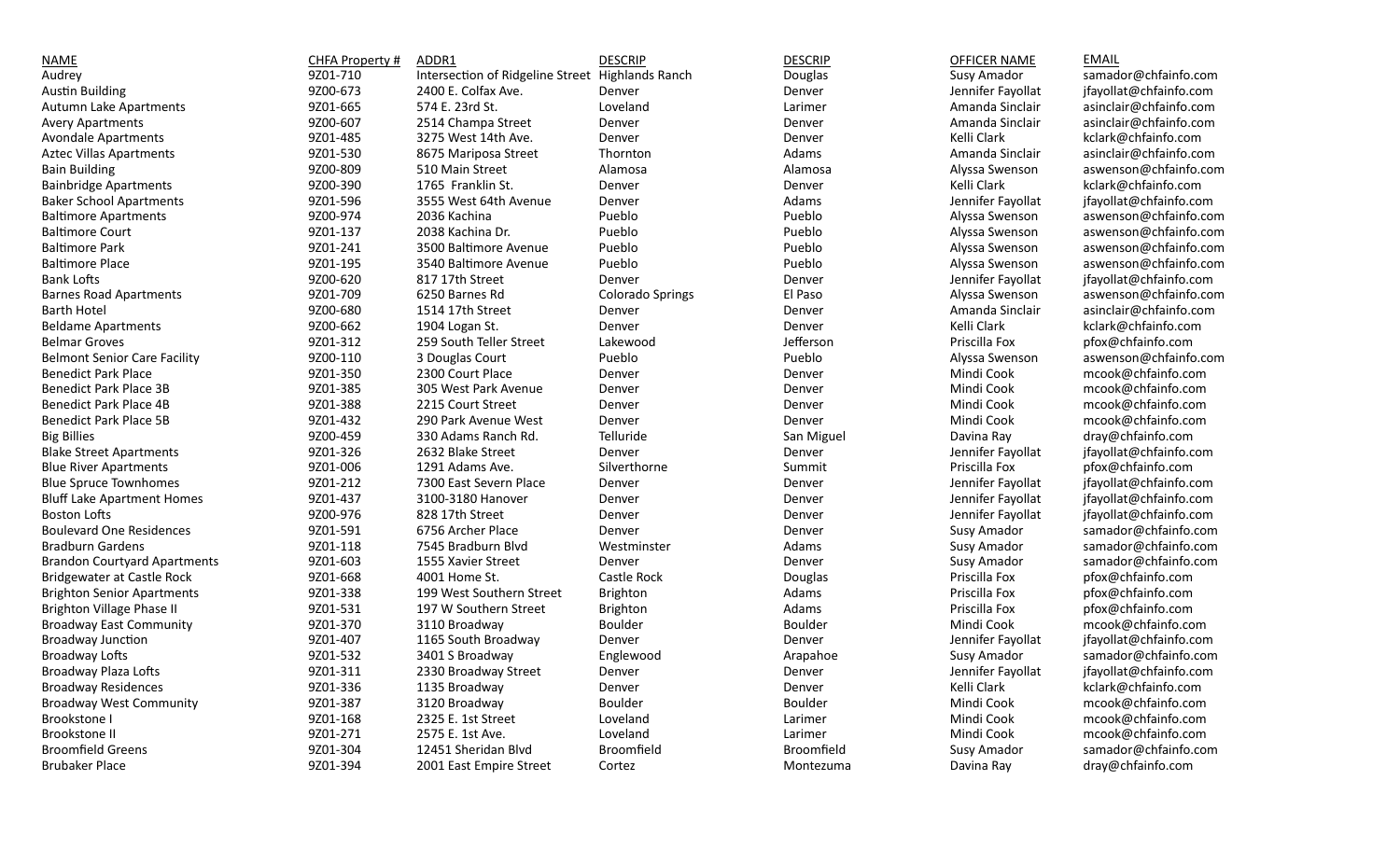| NAME | CHFA Property # | ADDR1 | DESCRIP | DESCRIP | OFFICER NAME | EMAIL |
| --- | --- | --- | --- | --- | --- | --- |
| Audrey | 9Z01-710 | Intersection of Ridgeline Street | Highlands Ranch | Douglas | Susy Amador | samador@chfainfo.com |
| Austin Building | 9Z00-673 | 2400 E. Colfax Ave. | Denver | Denver | Jennifer Fayollat | jfayollat@chfainfo.com |
| Autumn Lake Apartments | 9Z01-665 | 574 E. 23rd St. | Loveland | Larimer | Amanda Sinclair | asinclair@chfainfo.com |
| Avery Apartments | 9Z00-607 | 2514 Champa Street | Denver | Denver | Amanda Sinclair | asinclair@chfainfo.com |
| Avondale Apartments | 9Z01-485 | 3275 West 14th Ave. | Denver | Denver | Kelli Clark | kclark@chfainfo.com |
| Aztec Villas Apartments | 9Z01-530 | 8675 Mariposa Street | Thornton | Adams | Amanda Sinclair | asinclair@chfainfo.com |
| Bain Building | 9Z00-809 | 510 Main Street | Alamosa | Alamosa | Alyssa Swenson | aswenson@chfainfo.com |
| Bainbridge Apartments | 9Z00-390 | 1765 Franklin St. | Denver | Denver | Kelli Clark | kclark@chfainfo.com |
| Baker School Apartments | 9Z01-596 | 3555 West 64th Avenue | Denver | Adams | Jennifer Fayollat | jfayollat@chfainfo.com |
| Baltimore Apartments | 9Z00-974 | 2036 Kachina | Pueblo | Pueblo | Alyssa Swenson | aswenson@chfainfo.com |
| Baltimore Court | 9Z01-137 | 2038 Kachina Dr. | Pueblo | Pueblo | Alyssa Swenson | aswenson@chfainfo.com |
| Baltimore Park | 9Z01-241 | 3500 Baltimore Avenue | Pueblo | Pueblo | Alyssa Swenson | aswenson@chfainfo.com |
| Baltimore Place | 9Z01-195 | 3540 Baltimore Avenue | Pueblo | Pueblo | Alyssa Swenson | aswenson@chfainfo.com |
| Bank Lofts | 9Z00-620 | 817 17th Street | Denver | Denver | Jennifer Fayollat | jfayollat@chfainfo.com |
| Barnes Road Apartments | 9Z01-709 | 6250 Barnes Rd | Colorado Springs | El Paso | Alyssa Swenson | aswenson@chfainfo.com |
| Barth Hotel | 9Z00-680 | 1514 17th Street | Denver | Denver | Amanda Sinclair | asinclair@chfainfo.com |
| Beldame Apartments | 9Z00-662 | 1904 Logan St. | Denver | Denver | Kelli Clark | kclark@chfainfo.com |
| Belmar Groves | 9Z01-312 | 259 South Teller Street | Lakewood | Jefferson | Priscilla Fox | pfox@chfainfo.com |
| Belmont Senior Care Facility | 9Z00-110 | 3 Douglas Court | Pueblo | Pueblo | Alyssa Swenson | aswenson@chfainfo.com |
| Benedict Park Place | 9Z01-350 | 2300 Court Place | Denver | Denver | Mindi Cook | mcook@chfainfo.com |
| Benedict Park Place 3B | 9Z01-385 | 305 West Park Avenue | Denver | Denver | Mindi Cook | mcook@chfainfo.com |
| Benedict Park Place 4B | 9Z01-388 | 2215 Court Street | Denver | Denver | Mindi Cook | mcook@chfainfo.com |
| Benedict Park Place 5B | 9Z01-432 | 290 Park Avenue West | Denver | Denver | Mindi Cook | mcook@chfainfo.com |
| Big Billies | 9Z00-459 | 330 Adams Ranch Rd. | Telluride | San Miguel | Davina Ray | dray@chfainfo.com |
| Blake Street Apartments | 9Z01-326 | 2632 Blake Street | Denver | Denver | Jennifer Fayollat | jfayollat@chfainfo.com |
| Blue River Apartments | 9Z01-006 | 1291 Adams Ave. | Silverthorne | Summit | Priscilla Fox | pfox@chfainfo.com |
| Blue Spruce Townhomes | 9Z01-212 | 7300 East Severn Place | Denver | Denver | Jennifer Fayollat | jfayollat@chfainfo.com |
| Bluff Lake Apartment Homes | 9Z01-437 | 3100-3180 Hanover | Denver | Denver | Jennifer Fayollat | jfayollat@chfainfo.com |
| Boston Lofts | 9Z00-976 | 828 17th Street | Denver | Denver | Jennifer Fayollat | jfayollat@chfainfo.com |
| Boulevard One Residences | 9Z01-591 | 6756 Archer Place | Denver | Denver | Susy Amador | samador@chfainfo.com |
| Bradburn Gardens | 9Z01-118 | 7545 Bradburn Blvd | Westminster | Adams | Susy Amador | samador@chfainfo.com |
| Brandon Courtyard Apartments | 9Z01-603 | 1555 Xavier Street | Denver | Denver | Susy Amador | samador@chfainfo.com |
| Bridgewater at Castle Rock | 9Z01-668 | 4001 Home St. | Castle Rock | Douglas | Priscilla Fox | pfox@chfainfo.com |
| Brighton Senior Apartments | 9Z01-338 | 199 West Southern Street | Brighton | Adams | Priscilla Fox | pfox@chfainfo.com |
| Brighton Village Phase II | 9Z01-531 | 197 W Southern Street | Brighton | Adams | Priscilla Fox | pfox@chfainfo.com |
| Broadway East Community | 9Z01-370 | 3110 Broadway | Boulder | Boulder | Mindi Cook | mcook@chfainfo.com |
| Broadway Junction | 9Z01-407 | 1165 South Broadway | Denver | Denver | Jennifer Fayollat | jfayollat@chfainfo.com |
| Broadway Lofts | 9Z01-532 | 3401 S Broadway | Englewood | Arapahoe | Susy Amador | samador@chfainfo.com |
| Broadway Plaza Lofts | 9Z01-311 | 2330 Broadway Street | Denver | Denver | Jennifer Fayollat | jfayollat@chfainfo.com |
| Broadway Residences | 9Z01-336 | 1135 Broadway | Denver | Denver | Kelli Clark | kclark@chfainfo.com |
| Broadway West Community | 9Z01-387 | 3120 Broadway | Boulder | Boulder | Mindi Cook | mcook@chfainfo.com |
| Brookstone I | 9Z01-168 | 2325 E. 1st Street | Loveland | Larimer | Mindi Cook | mcook@chfainfo.com |
| Brookstone II | 9Z01-271 | 2575 E. 1st Ave. | Loveland | Larimer | Mindi Cook | mcook@chfainfo.com |
| Broomfield Greens | 9Z01-304 | 12451 Sheridan Blvd | Broomfield | Broomfield | Susy Amador | samador@chfainfo.com |
| Brubaker Place | 9Z01-394 | 2001 East Empire Street | Cortez | Montezuma | Davina Ray | dray@chfainfo.com |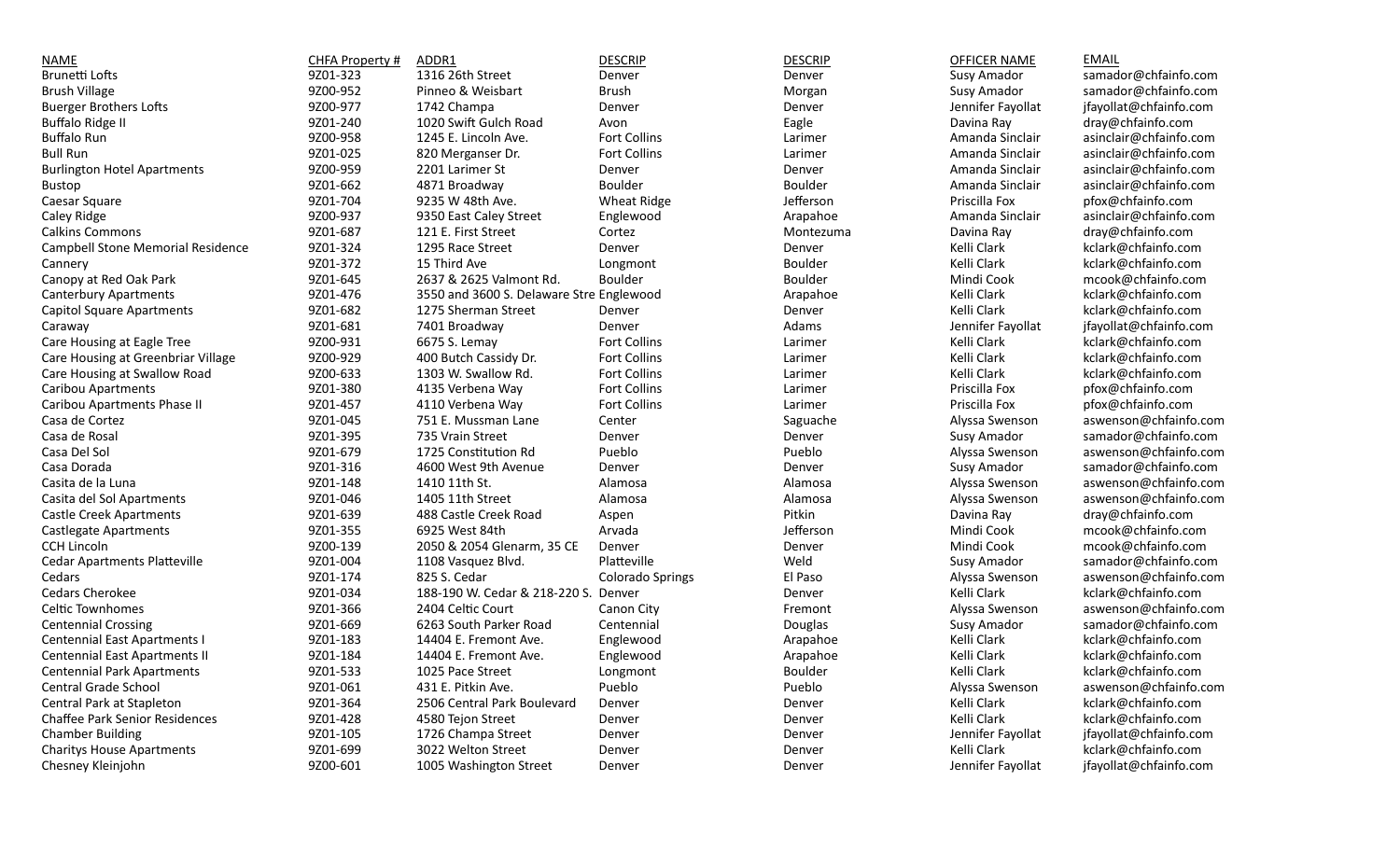| NAME | CHFA Property # | ADDR1 | DESCRIP | DESCRIP | OFFICER NAME | EMAIL |
|---|---|---|---|---|---|---|
| Brunetti Lofts | 9Z01-323 | 1316 26th Street | Denver | Denver | Susy Amador | samador@chfainfo.com |
| Brush Village | 9Z00-952 | Pinneo & Weisbart | Brush | Morgan | Susy Amador | samador@chfainfo.com |
| Buerger Brothers Lofts | 9Z00-977 | 1742 Champa | Denver | Denver | Jennifer Fayollat | jfayollat@chfainfo.com |
| Buffalo Ridge II | 9Z01-240 | 1020 Swift Gulch Road | Avon | Eagle | Davina Ray | dray@chfainfo.com |
| Buffalo Run | 9Z00-958 | 1245 E. Lincoln Ave. | Fort Collins | Larimer | Amanda Sinclair | asinclair@chfainfo.com |
| Bull Run | 9Z01-025 | 820 Merganser Dr. | Fort Collins | Larimer | Amanda Sinclair | asinclair@chfainfo.com |
| Burlington Hotel Apartments | 9Z00-959 | 2201 Larimer St | Denver | Denver | Amanda Sinclair | asinclair@chfainfo.com |
| Bustop | 9Z01-662 | 4871 Broadway | Boulder | Boulder | Amanda Sinclair | asinclair@chfainfo.com |
| Caesar Square | 9Z01-704 | 9235 W 48th Ave. | Wheat Ridge | Jefferson | Priscilla Fox | pfox@chfainfo.com |
| Caley Ridge | 9Z00-937 | 9350 East Caley Street | Englewood | Arapahoe | Amanda Sinclair | asinclair@chfainfo.com |
| Calkins Commons | 9Z01-687 | 121 E. First Street | Cortez | Montezuma | Davina Ray | dray@chfainfo.com |
| Campbell Stone Memorial Residence | 9Z01-324 | 1295 Race Street | Denver | Denver | Kelli Clark | kclark@chfainfo.com |
| Cannery | 9Z01-372 | 15 Third Ave | Longmont | Boulder | Kelli Clark | kclark@chfainfo.com |
| Canopy at Red Oak Park | 9Z01-645 | 2637 & 2625 Valmont Rd. | Boulder | Boulder | Mindi Cook | mcook@chfainfo.com |
| Canterbury Apartments | 9Z01-476 | 3550 and 3600 S. Delaware Stre | Englewood | Arapahoe | Kelli Clark | kclark@chfainfo.com |
| Capitol Square Apartments | 9Z01-682 | 1275 Sherman Street | Denver | Denver | Kelli Clark | kclark@chfainfo.com |
| Caraway | 9Z01-681 | 7401 Broadway | Denver | Adams | Jennifer Fayollat | jfayollat@chfainfo.com |
| Care Housing at Eagle Tree | 9Z00-931 | 6675 S. Lemay | Fort Collins | Larimer | Kelli Clark | kclark@chfainfo.com |
| Care Housing at Greenbriar Village | 9Z00-929 | 400 Butch Cassidy Dr. | Fort Collins | Larimer | Kelli Clark | kclark@chfainfo.com |
| Care Housing at Swallow Road | 9Z00-633 | 1303 W. Swallow Rd. | Fort Collins | Larimer | Kelli Clark | kclark@chfainfo.com |
| Caribou Apartments | 9Z01-380 | 4135 Verbena Way | Fort Collins | Larimer | Priscilla Fox | pfox@chfainfo.com |
| Caribou Apartments Phase II | 9Z01-457 | 4110 Verbena Way | Fort Collins | Larimer | Priscilla Fox | pfox@chfainfo.com |
| Casa de Cortez | 9Z01-045 | 751 E. Mussman Lane | Center | Saguache | Alyssa Swenson | aswenson@chfainfo.com |
| Casa de Rosal | 9Z01-395 | 735 Vrain Street | Denver | Denver | Susy Amador | samador@chfainfo.com |
| Casa Del Sol | 9Z01-679 | 1725 Constitution Rd | Pueblo | Pueblo | Alyssa Swenson | aswenson@chfainfo.com |
| Casa Dorada | 9Z01-316 | 4600 West 9th Avenue | Denver | Denver | Susy Amador | samador@chfainfo.com |
| Casita de la Luna | 9Z01-148 | 1410 11th St. | Alamosa | Alamosa | Alyssa Swenson | aswenson@chfainfo.com |
| Casita del Sol Apartments | 9Z01-046 | 1405 11th Street | Alamosa | Alamosa | Alyssa Swenson | aswenson@chfainfo.com |
| Castle Creek Apartments | 9Z01-639 | 488 Castle Creek Road | Aspen | Pitkin | Davina Ray | dray@chfainfo.com |
| Castlegate Apartments | 9Z01-355 | 6925 West 84th | Arvada | Jefferson | Mindi Cook | mcook@chfainfo.com |
| CCH Lincoln | 9Z00-139 | 2050 & 2054 Glenarm, 35 CE | Denver | Denver | Mindi Cook | mcook@chfainfo.com |
| Cedar Apartments Platteville | 9Z01-004 | 1108 Vasquez Blvd. | Platteville | Weld | Susy Amador | samador@chfainfo.com |
| Cedars | 9Z01-174 | 825 S. Cedar | Colorado Springs | El Paso | Alyssa Swenson | aswenson@chfainfo.com |
| Cedars Cherokee | 9Z01-034 | 188-190 W. Cedar & 218-220 S. | Denver | Denver | Kelli Clark | kclark@chfainfo.com |
| Celtic Townhomes | 9Z01-366 | 2404 Celtic Court | Canon City | Fremont | Alyssa Swenson | aswenson@chfainfo.com |
| Centennial Crossing | 9Z01-669 | 6263 South Parker Road | Centennial | Douglas | Susy Amador | samador@chfainfo.com |
| Centennial East Apartments I | 9Z01-183 | 14404 E. Fremont Ave. | Englewood | Arapahoe | Kelli Clark | kclark@chfainfo.com |
| Centennial East Apartments II | 9Z01-184 | 14404 E. Fremont Ave. | Englewood | Arapahoe | Kelli Clark | kclark@chfainfo.com |
| Centennial Park Apartments | 9Z01-533 | 1025 Pace Street | Longmont | Boulder | Kelli Clark | kclark@chfainfo.com |
| Central Grade School | 9Z01-061 | 431 E. Pitkin Ave. | Pueblo | Pueblo | Alyssa Swenson | aswenson@chfainfo.com |
| Central Park at Stapleton | 9Z01-364 | 2506 Central Park Boulevard | Denver | Denver | Kelli Clark | kclark@chfainfo.com |
| Chaffee Park Senior Residences | 9Z01-428 | 4580 Tejon Street | Denver | Denver | Kelli Clark | kclark@chfainfo.com |
| Chamber Building | 9Z01-105 | 1726 Champa Street | Denver | Denver | Jennifer Fayollat | jfayollat@chfainfo.com |
| Charitys House Apartments | 9Z01-699 | 3022 Welton Street | Denver | Denver | Kelli Clark | kclark@chfainfo.com |
| Chesney Kleinjohn | 9Z00-601 | 1005 Washington Street | Denver | Denver | Jennifer Fayollat | jfayollat@chfainfo.com |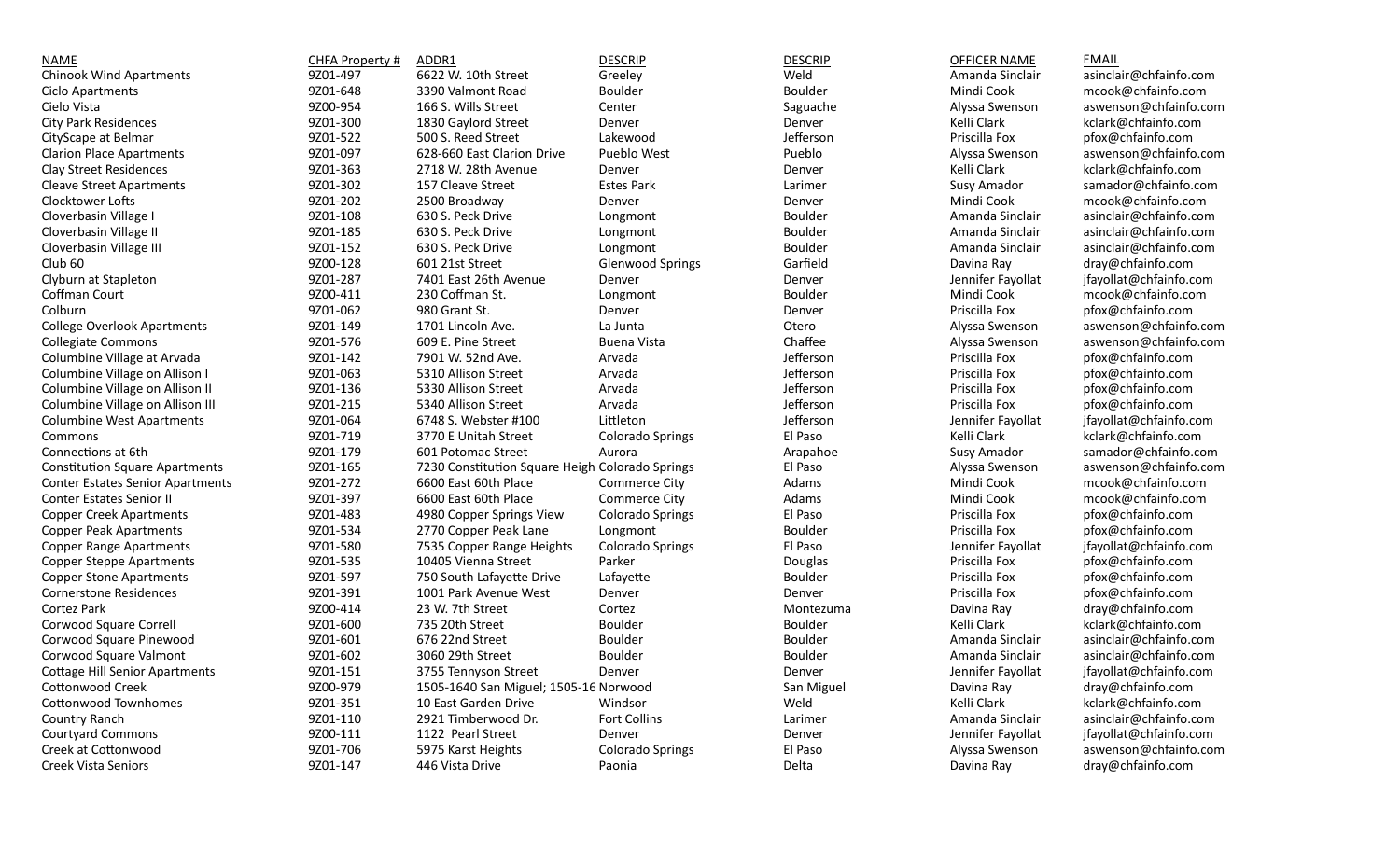| NAME | CHFA Property # | ADDR1 | DESCRIP | DESCRIP | OFFICER NAME | EMAIL |
|---|---|---|---|---|---|---|
| Chinook Wind Apartments | 9Z01-497 | 6622 W. 10th Street | Greeley | Weld | Amanda Sinclair | asinclair@chfainfo.com |
| Ciclo Apartments | 9Z01-648 | 3390 Valmont Road | Boulder | Boulder | Mindi Cook | mcook@chfainfo.com |
| Cielo Vista | 9Z00-954 | 166 S. Wills Street | Center | Saguache | Alyssa Swenson | aswenson@chfainfo.com |
| City Park Residences | 9Z01-300 | 1830 Gaylord Street | Denver | Denver | Kelli Clark | kclark@chfainfo.com |
| CityScape at Belmar | 9Z01-522 | 500 S. Reed Street | Lakewood | Jefferson | Priscilla Fox | pfox@chfainfo.com |
| Clarion Place Apartments | 9Z01-097 | 628-660 East Clarion Drive | Pueblo West | Pueblo | Alyssa Swenson | aswenson@chfainfo.com |
| Clay Street Residences | 9Z01-363 | 2718 W. 28th Avenue | Denver | Denver | Kelli Clark | kclark@chfainfo.com |
| Cleave Street Apartments | 9Z01-302 | 157 Cleave Street | Estes Park | Larimer | Susy Amador | samador@chfainfo.com |
| Clocktower Lofts | 9Z01-202 | 2500 Broadway | Denver | Denver | Mindi Cook | mcook@chfainfo.com |
| Cloverbasin Village I | 9Z01-108 | 630 S. Peck Drive | Longmont | Boulder | Amanda Sinclair | asinclair@chfainfo.com |
| Cloverbasin Village II | 9Z01-185 | 630 S. Peck Drive | Longmont | Boulder | Amanda Sinclair | asinclair@chfainfo.com |
| Cloverbasin Village III | 9Z01-152 | 630 S. Peck Drive | Longmont | Boulder | Amanda Sinclair | asinclair@chfainfo.com |
| Club 60 | 9Z00-128 | 601 21st Street | Glenwood Springs | Garfield | Davina Ray | dray@chfainfo.com |
| Clyburn at Stapleton | 9Z01-287 | 7401 East 26th Avenue | Denver | Denver | Jennifer Fayollat | jfayollat@chfainfo.com |
| Coffman Court | 9Z00-411 | 230 Coffman St. | Longmont | Boulder | Mindi Cook | mcook@chfainfo.com |
| Colburn | 9Z01-062 | 980 Grant St. | Denver | Denver | Priscilla Fox | pfox@chfainfo.com |
| College Overlook Apartments | 9Z01-149 | 1701 Lincoln Ave. | La Junta | Otero | Alyssa Swenson | aswenson@chfainfo.com |
| Collegiate Commons | 9Z01-576 | 609 E. Pine Street | Buena Vista | Chaffee | Alyssa Swenson | aswenson@chfainfo.com |
| Columbine Village at Arvada | 9Z01-142 | 7901 W. 52nd Ave. | Arvada | Jefferson | Priscilla Fox | pfox@chfainfo.com |
| Columbine Village on Allison I | 9Z01-063 | 5310 Allison Street | Arvada | Jefferson | Priscilla Fox | pfox@chfainfo.com |
| Columbine Village on Allison II | 9Z01-136 | 5330 Allison Street | Arvada | Jefferson | Priscilla Fox | pfox@chfainfo.com |
| Columbine Village on Allison III | 9Z01-215 | 5340 Allison Street | Arvada | Jefferson | Priscilla Fox | pfox@chfainfo.com |
| Columbine West Apartments | 9Z01-064 | 6748 S. Webster #100 | Littleton | Jefferson | Jennifer Fayollat | jfayollat@chfainfo.com |
| Commons | 9Z01-719 | 3770 E Unitah Street | Colorado Springs | El Paso | Kelli Clark | kclark@chfainfo.com |
| Connections at 6th | 9Z01-179 | 601 Potomac Street | Aurora | Arapahoe | Susy Amador | samador@chfainfo.com |
| Constitution Square Apartments | 9Z01-165 | 7230 Constitution Square Heigh | Colorado Springs | El Paso | Alyssa Swenson | aswenson@chfainfo.com |
| Conter Estates Senior Apartments | 9Z01-272 | 6600 East 60th Place | Commerce City | Adams | Mindi Cook | mcook@chfainfo.com |
| Conter Estates Senior II | 9Z01-397 | 6600 East 60th Place | Commerce City | Adams | Mindi Cook | mcook@chfainfo.com |
| Copper Creek Apartments | 9Z01-483 | 4980 Copper Springs View | Colorado Springs | El Paso | Priscilla Fox | pfox@chfainfo.com |
| Copper Peak Apartments | 9Z01-534 | 2770 Copper Peak Lane | Longmont | Boulder | Priscilla Fox | pfox@chfainfo.com |
| Copper Range Apartments | 9Z01-580 | 7535 Copper Range Heights | Colorado Springs | El Paso | Jennifer Fayollat | jfayollat@chfainfo.com |
| Copper Steppe Apartments | 9Z01-535 | 10405 Vienna Street | Parker | Douglas | Priscilla Fox | pfox@chfainfo.com |
| Copper Stone Apartments | 9Z01-597 | 750 South Lafayette Drive | Lafayette | Boulder | Priscilla Fox | pfox@chfainfo.com |
| Cornerstone Residences | 9Z01-391 | 1001 Park Avenue West | Denver | Denver | Priscilla Fox | pfox@chfainfo.com |
| Cortez Park | 9Z00-414 | 23 W. 7th Street | Cortez | Montezuma | Davina Ray | dray@chfainfo.com |
| Corwood Square Correll | 9Z01-600 | 735 20th Street | Boulder | Boulder | Kelli Clark | kclark@chfainfo.com |
| Corwood Square Pinewood | 9Z01-601 | 676 22nd Street | Boulder | Boulder | Amanda Sinclair | asinclair@chfainfo.com |
| Corwood Square Valmont | 9Z01-602 | 3060 29th Street | Boulder | Boulder | Amanda Sinclair | asinclair@chfainfo.com |
| Cottage Hill Senior Apartments | 9Z01-151 | 3755 Tennyson Street | Denver | Denver | Jennifer Fayollat | jfayollat@chfainfo.com |
| Cottonwood Creek | 9Z00-979 | 1505-1640 San Miguel; 1505-16 | Norwood | San Miguel | Davina Ray | dray@chfainfo.com |
| Cottonwood Townhomes | 9Z01-351 | 10 East Garden Drive | Windsor | Weld | Kelli Clark | kclark@chfainfo.com |
| Country Ranch | 9Z01-110 | 2921 Timberwood Dr. | Fort Collins | Larimer | Amanda Sinclair | asinclair@chfainfo.com |
| Courtyard Commons | 9Z00-111 | 1122 Pearl Street | Denver | Denver | Jennifer Fayollat | jfayollat@chfainfo.com |
| Creek at Cottonwood | 9Z01-706 | 5975 Karst Heights | Colorado Springs | El Paso | Alyssa Swenson | aswenson@chfainfo.com |
| Creek Vista Seniors | 9Z01-147 | 446 Vista Drive | Paonia | Delta | Davina Ray | dray@chfainfo.com |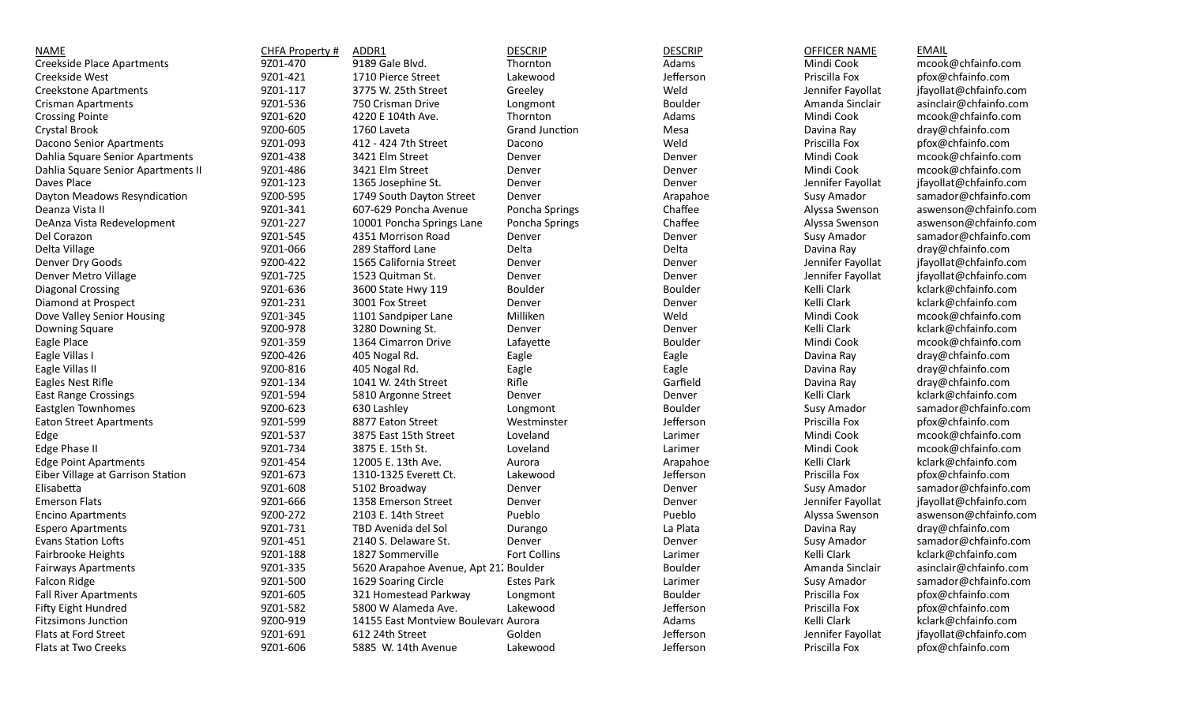| NAME | CHFA Property # | ADDR1 | DESCRIP | DESCRIP | OFFICER NAME | EMAIL |
|---|---|---|---|---|---|---|
| Creekside Place Apartments | 9Z01-470 | 9189 Gale Blvd. | Thornton | Adams | Mindi Cook | mcook@chfainfo.com |
| Creekside West | 9Z01-421 | 1710 Pierce Street | Lakewood | Jefferson | Priscilla Fox | pfox@chfainfo.com |
| Creekstone Apartments | 9Z01-117 | 3775 W. 25th Street | Greeley | Weld | Jennifer Fayollat | jfayollat@chfainfo.com |
| Crisman Apartments | 9Z01-536 | 750 Crisman Drive | Longmont | Boulder | Amanda Sinclair | asinclair@chfainfo.com |
| Crossing Pointe | 9Z01-620 | 4220 E 104th Ave. | Thornton | Adams | Mindi Cook | mcook@chfainfo.com |
| Crystal Brook | 9Z00-605 | 1760 Laveta | Grand Junction | Mesa | Davina Ray | dray@chfainfo.com |
| Dacono Senior Apartments | 9Z01-093 | 412 - 424 7th Street | Dacono | Weld | Priscilla Fox | pfox@chfainfo.com |
| Dahlia Square Senior Apartments | 9Z01-438 | 3421 Elm Street | Denver | Denver | Mindi Cook | mcook@chfainfo.com |
| Dahlia Square Senior Apartments II | 9Z01-486 | 3421 Elm Street | Denver | Denver | Mindi Cook | mcook@chfainfo.com |
| Daves Place | 9Z01-123 | 1365 Josephine St. | Denver | Denver | Jennifer Fayollat | jfayollat@chfainfo.com |
| Dayton Meadows Resyndication | 9Z00-595 | 1749 South Dayton Street | Denver | Arapahoe | Susy Amador | samador@chfainfo.com |
| Deanza Vista II | 9Z01-341 | 607-629 Poncha Avenue | Poncha Springs | Chaffee | Alyssa Swenson | aswenson@chfainfo.com |
| DeAnza Vista Redevelopment | 9Z01-227 | 10001 Poncha Springs Lane | Poncha Springs | Chaffee | Alyssa Swenson | aswenson@chfainfo.com |
| Del Corazon | 9Z01-545 | 4351 Morrison Road | Denver | Denver | Susy Amador | samador@chfainfo.com |
| Delta Village | 9Z01-066 | 289 Stafford Lane | Delta | Delta | Davina Ray | dray@chfainfo.com |
| Denver Dry Goods | 9Z00-422 | 1565 California Street | Denver | Denver | Jennifer Fayollat | jfayollat@chfainfo.com |
| Denver Metro Village | 9Z01-725 | 1523 Quitman St. | Denver | Denver | Jennifer Fayollat | jfayollat@chfainfo.com |
| Diagonal Crossing | 9Z01-636 | 3600 State Hwy 119 | Boulder | Boulder | Kelli Clark | kclark@chfainfo.com |
| Diamond at Prospect | 9Z01-231 | 3001 Fox Street | Denver | Denver | Kelli Clark | kclark@chfainfo.com |
| Dove Valley Senior Housing | 9Z01-345 | 1101 Sandpiper Lane | Milliken | Weld | Mindi Cook | mcook@chfainfo.com |
| Downing Square | 9Z00-978 | 3280 Downing St. | Denver | Denver | Kelli Clark | kclark@chfainfo.com |
| Eagle Place | 9Z01-359 | 1364 Cimarron Drive | Lafayette | Boulder | Mindi Cook | mcook@chfainfo.com |
| Eagle Villas I | 9Z00-426 | 405 Nogal Rd. | Eagle | Eagle | Davina Ray | dray@chfainfo.com |
| Eagle Villas II | 9Z00-816 | 405 Nogal Rd. | Eagle | Eagle | Davina Ray | dray@chfainfo.com |
| Eagles Nest Rifle | 9Z01-134 | 1041 W. 24th Street | Rifle | Garfield | Davina Ray | dray@chfainfo.com |
| East Range Crossings | 9Z01-594 | 5810 Argonne Street | Denver | Denver | Kelli Clark | kclark@chfainfo.com |
| Eastglen Townhomes | 9Z00-623 | 630 Lashley | Longmont | Boulder | Susy Amador | samador@chfainfo.com |
| Eaton Street Apartments | 9Z01-599 | 8877 Eaton Street | Westminster | Jefferson | Priscilla Fox | pfox@chfainfo.com |
| Edge | 9Z01-537 | 3875 East 15th Street | Loveland | Larimer | Mindi Cook | mcook@chfainfo.com |
| Edge Phase II | 9Z01-734 | 3875 E. 15th St. | Loveland | Larimer | Mindi Cook | mcook@chfainfo.com |
| Edge Point Apartments | 9Z01-454 | 12005 E. 13th Ave. | Aurora | Arapahoe | Kelli Clark | kclark@chfainfo.com |
| Eiber Village at Garrison Station | 9Z01-673 | 1310-1325 Everett Ct. | Lakewood | Jefferson | Priscilla Fox | pfox@chfainfo.com |
| Elisabetta | 9Z01-608 | 5102 Broadway | Denver | Denver | Susy Amador | samador@chfainfo.com |
| Emerson Flats | 9Z01-666 | 1358 Emerson Street | Denver | Denver | Jennifer Fayollat | jfayollat@chfainfo.com |
| Encino Apartments | 9Z00-272 | 2103 E. 14th Street | Pueblo | Pueblo | Alyssa Swenson | aswenson@chfainfo.com |
| Espero Apartments | 9Z01-731 | TBD Avenida del Sol | Durango | La Plata | Davina Ray | dray@chfainfo.com |
| Evans Station Lofts | 9Z01-451 | 2140 S. Delaware St. | Denver | Denver | Susy Amador | samador@chfainfo.com |
| Fairbrooke Heights | 9Z01-188 | 1827 Sommerville | Fort Collins | Larimer | Kelli Clark | kclark@chfainfo.com |
| Fairways Apartments | 9Z01-335 | 5620 Arapahoe Avenue, Apt 21: | Boulder | Boulder | Amanda Sinclair | asinclair@chfainfo.com |
| Falcon Ridge | 9Z01-500 | 1629 Soaring Circle | Estes Park | Larimer | Susy Amador | samador@chfainfo.com |
| Fall River Apartments | 9Z01-605 | 321 Homestead Parkway | Longmont | Boulder | Priscilla Fox | pfox@chfainfo.com |
| Fifty Eight Hundred | 9Z01-582 | 5800 W Alameda Ave. | Lakewood | Jefferson | Priscilla Fox | pfox@chfainfo.com |
| Fitzsimons Junction | 9Z00-919 | 14155 East Montview Boulevar | Aurora | Adams | Kelli Clark | kclark@chfainfo.com |
| Flats at Ford Street | 9Z01-691 | 612 24th Street | Golden | Jefferson | Jennifer Fayollat | jfayollat@chfainfo.com |
| Flats at Two Creeks | 9Z01-606 | 5885 W. 14th Avenue | Lakewood | Jefferson | Priscilla Fox | pfox@chfainfo.com |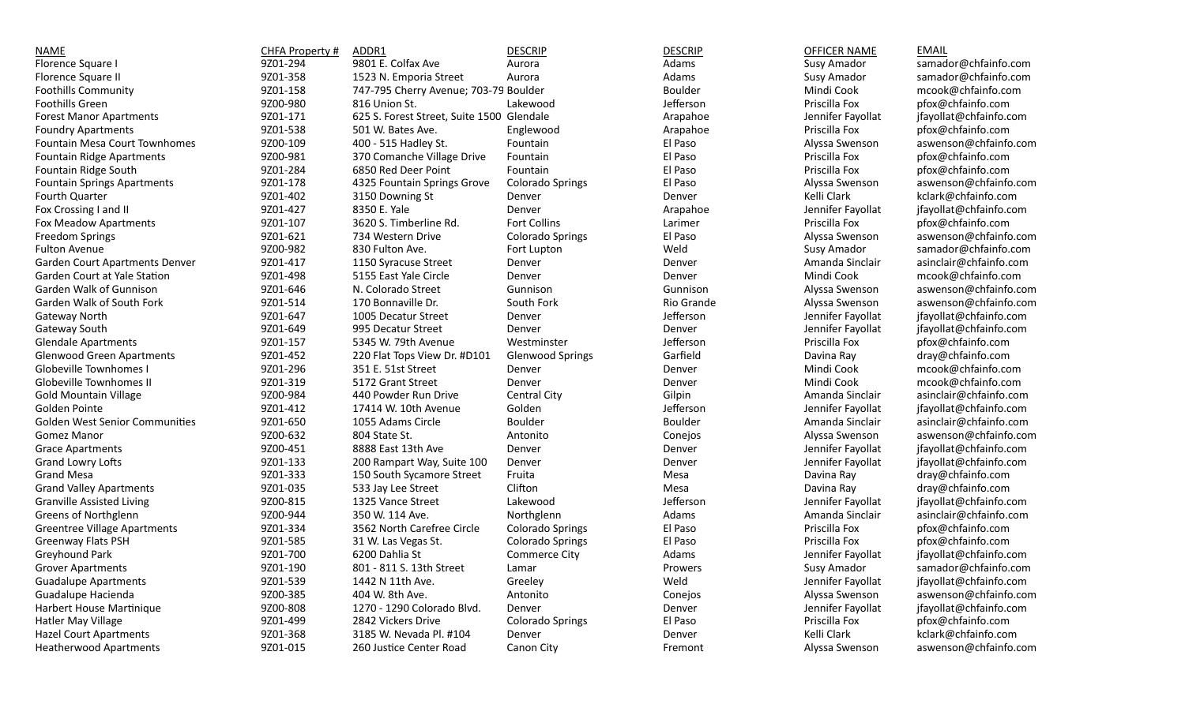| NAME | CHFA Property # | ADDR1 | DESCRIP | DESCRIP | OFFICER NAME | EMAIL |
|---|---|---|---|---|---|---|
| Florence Square I | 9Z01-294 | 9801 E. Colfax Ave | Aurora | Adams | Susy Amador | samador@chfainfo.com |
| Florence Square II | 9Z01-358 | 1523 N. Emporia Street | Aurora | Adams | Susy Amador | samador@chfainfo.com |
| Foothills Community | 9Z01-158 | 747-795 Cherry Avenue; 703-79 | Boulder | Boulder | Mindi Cook | mcook@chfainfo.com |
| Foothills Green | 9Z00-980 | 816 Union St. | Lakewood | Jefferson | Priscilla Fox | pfox@chfainfo.com |
| Forest Manor Apartments | 9Z01-171 | 625 S. Forest Street, Suite 1500 | Glendale | Arapahoe | Jennifer Fayollat | jfayollat@chfainfo.com |
| Foundry Apartments | 9Z01-538 | 501 W. Bates Ave. | Englewood | Arapahoe | Priscilla Fox | pfox@chfainfo.com |
| Fountain Mesa Court Townhomes | 9Z00-109 | 400 - 515 Hadley St. | Fountain | El Paso | Alyssa Swenson | aswenson@chfainfo.com |
| Fountain Ridge Apartments | 9Z00-981 | 370 Comanche Village Drive | Fountain | El Paso | Priscilla Fox | pfox@chfainfo.com |
| Fountain Ridge South | 9Z01-284 | 6850 Red Deer Point | Fountain | El Paso | Priscilla Fox | pfox@chfainfo.com |
| Fountain Springs Apartments | 9Z01-178 | 4325 Fountain Springs Grove | Colorado Springs | El Paso | Alyssa Swenson | aswenson@chfainfo.com |
| Fourth Quarter | 9Z01-402 | 3150 Downing St | Denver | Denver | Kelli Clark | kclark@chfainfo.com |
| Fox Crossing I and II | 9Z01-427 | 8350 E. Yale | Denver | Arapahoe | Jennifer Fayollat | jfayollat@chfainfo.com |
| Fox Meadow Apartments | 9Z01-107 | 3620 S. Timberline Rd. | Fort Collins | Larimer | Priscilla Fox | pfox@chfainfo.com |
| Freedom Springs | 9Z01-621 | 734 Western Drive | Colorado Springs | El Paso | Alyssa Swenson | aswenson@chfainfo.com |
| Fulton Avenue | 9Z00-982 | 830 Fulton Ave. | Fort Lupton | Weld | Susy Amador | samador@chfainfo.com |
| Garden Court Apartments Denver | 9Z01-417 | 1150 Syracuse Street | Denver | Denver | Amanda Sinclair | asinclair@chfainfo.com |
| Garden Court at Yale Station | 9Z01-498 | 5155 East Yale Circle | Denver | Denver | Mindi Cook | mcook@chfainfo.com |
| Garden Walk of Gunnison | 9Z01-646 | N. Colorado Street | Gunnison | Gunnison | Alyssa Swenson | aswenson@chfainfo.com |
| Garden Walk of South Fork | 9Z01-514 | 170 Bonnaville Dr. | South Fork | Rio Grande | Alyssa Swenson | aswenson@chfainfo.com |
| Gateway North | 9Z01-647 | 1005 Decatur Street | Denver | Jefferson | Jennifer Fayollat | jfayollat@chfainfo.com |
| Gateway South | 9Z01-649 | 995 Decatur Street | Denver | Denver | Jennifer Fayollat | jfayollat@chfainfo.com |
| Glendale Apartments | 9Z01-157 | 5345 W. 79th Avenue | Westminster | Jefferson | Priscilla Fox | pfox@chfainfo.com |
| Glenwood Green Apartments | 9Z01-452 | 220 Flat Tops View Dr. #D101 | Glenwood Springs | Garfield | Davina Ray | dray@chfainfo.com |
| Globeville Townhomes I | 9Z01-296 | 351 E. 51st Street | Denver | Denver | Mindi Cook | mcook@chfainfo.com |
| Globeville Townhomes II | 9Z01-319 | 5172 Grant Street | Denver | Denver | Mindi Cook | mcook@chfainfo.com |
| Gold Mountain Village | 9Z00-984 | 440 Powder Run Drive | Central City | Gilpin | Amanda Sinclair | asinclair@chfainfo.com |
| Golden Pointe | 9Z01-412 | 17414 W. 10th Avenue | Golden | Jefferson | Jennifer Fayollat | jfayollat@chfainfo.com |
| Golden West Senior Communities | 9Z01-650 | 1055 Adams Circle | Boulder | Boulder | Amanda Sinclair | asinclair@chfainfo.com |
| Gomez Manor | 9Z00-632 | 804 State St. | Antonito | Conejos | Alyssa Swenson | aswenson@chfainfo.com |
| Grace Apartments | 9Z00-451 | 8888 East 13th Ave | Denver | Denver | Jennifer Fayollat | jfayollat@chfainfo.com |
| Grand Lowry Lofts | 9Z01-133 | 200 Rampart Way, Suite 100 | Denver | Denver | Jennifer Fayollat | jfayollat@chfainfo.com |
| Grand Mesa | 9Z01-333 | 150 South Sycamore Street | Fruita | Mesa | Davina Ray | dray@chfainfo.com |
| Grand Valley Apartments | 9Z01-035 | 533 Jay Lee Street | Clifton | Mesa | Davina Ray | dray@chfainfo.com |
| Granville Assisted Living | 9Z00-815 | 1325 Vance Street | Lakewood | Jefferson | Jennifer Fayollat | jfayollat@chfainfo.com |
| Greens of Northglenn | 9Z00-944 | 350 W. 114 Ave. | Northglenn | Adams | Amanda Sinclair | asinclair@chfainfo.com |
| Greentree Village Apartments | 9Z01-334 | 3562 North Carefree Circle | Colorado Springs | El Paso | Priscilla Fox | pfox@chfainfo.com |
| Greenway Flats PSH | 9Z01-585 | 31 W. Las Vegas St. | Colorado Springs | El Paso | Priscilla Fox | pfox@chfainfo.com |
| Greyhound Park | 9Z01-700 | 6200 Dahlia St | Commerce City | Adams | Jennifer Fayollat | jfayollat@chfainfo.com |
| Grover Apartments | 9Z01-190 | 801 - 811 S. 13th Street | Lamar | Prowers | Susy Amador | samador@chfainfo.com |
| Guadalupe Apartments | 9Z01-539 | 1442 N 11th Ave. | Greeley | Weld | Jennifer Fayollat | jfayollat@chfainfo.com |
| Guadalupe Hacienda | 9Z00-385 | 404 W. 8th Ave. | Antonito | Conejos | Alyssa Swenson | aswenson@chfainfo.com |
| Harbert House Martinique | 9Z00-808 | 1270 - 1290 Colorado Blvd. | Denver | Denver | Jennifer Fayollat | jfayollat@chfainfo.com |
| Hatler May Village | 9Z01-499 | 2842 Vickers Drive | Colorado Springs | El Paso | Priscilla Fox | pfox@chfainfo.com |
| Hazel Court Apartments | 9Z01-368 | 3185 W. Nevada Pl. #104 | Denver | Denver | Kelli Clark | kclark@chfainfo.com |
| Heatherwood Apartments | 9Z01-015 | 260 Justice Center Road | Canon City | Fremont | Alyssa Swenson | aswenson@chfainfo.com |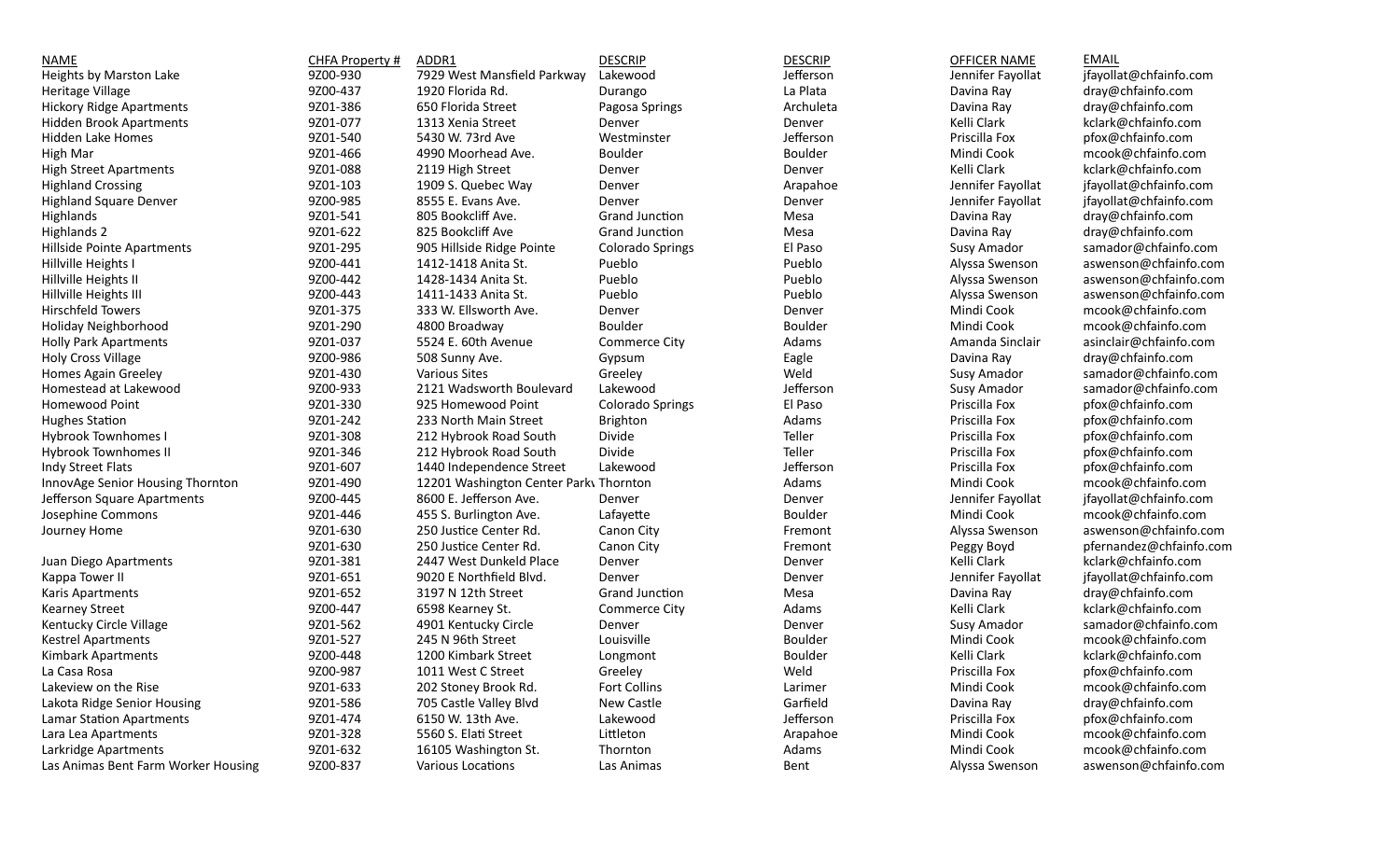| NAME | CHFA Property # | ADDR1 | DESCRIP | DESCRIP | OFFICER NAME | EMAIL |
| --- | --- | --- | --- | --- | --- | --- |
| Heights by Marston Lake | 9Z00-930 | 7929 West Mansfield Parkway | Lakewood | Jefferson | Jennifer Fayollat | jfayollat@chfainfo.com |
| Heritage Village | 9Z00-437 | 1920 Florida Rd. | Durango | La Plata | Davina Ray | dray@chfainfo.com |
| Hickory Ridge Apartments | 9Z01-386 | 650 Florida Street | Pagosa Springs | Archuleta | Davina Ray | dray@chfainfo.com |
| Hidden Brook Apartments | 9Z01-077 | 1313 Xenia Street | Denver | Denver | Kelli Clark | kclark@chfainfo.com |
| Hidden Lake Homes | 9Z01-540 | 5430 W. 73rd Ave | Westminster | Jefferson | Priscilla Fox | pfox@chfainfo.com |
| High Mar | 9Z01-466 | 4990 Moorhead Ave. | Boulder | Boulder | Mindi Cook | mcook@chfainfo.com |
| High Street Apartments | 9Z01-088 | 2119 High Street | Denver | Denver | Kelli Clark | kclark@chfainfo.com |
| Highland Crossing | 9Z01-103 | 1909 S. Quebec Way | Denver | Arapahoe | Jennifer Fayollat | jfayollat@chfainfo.com |
| Highland Square Denver | 9Z00-985 | 8555 E. Evans Ave. | Denver | Denver | Jennifer Fayollat | jfayollat@chfainfo.com |
| Highlands | 9Z01-541 | 805 Bookcliff Ave. | Grand Junction | Mesa | Davina Ray | dray@chfainfo.com |
| Highlands 2 | 9Z01-622 | 825 Bookcliff Ave | Grand Junction | Mesa | Davina Ray | dray@chfainfo.com |
| Hillside Pointe Apartments | 9Z01-295 | 905 Hillside Ridge Pointe | Colorado Springs | El Paso | Susy Amador | samador@chfainfo.com |
| Hillville Heights I | 9Z00-441 | 1412-1418 Anita St. | Pueblo | Pueblo | Alyssa Swenson | aswenson@chfainfo.com |
| Hillville Heights II | 9Z00-442 | 1428-1434 Anita St. | Pueblo | Pueblo | Alyssa Swenson | aswenson@chfainfo.com |
| Hillville Heights III | 9Z00-443 | 1411-1433 Anita St. | Pueblo | Pueblo | Alyssa Swenson | aswenson@chfainfo.com |
| Hirschfeld Towers | 9Z01-375 | 333 W. Ellsworth Ave. | Denver | Denver | Mindi Cook | mcook@chfainfo.com |
| Holiday Neighborhood | 9Z01-290 | 4800 Broadway | Boulder | Boulder | Mindi Cook | mcook@chfainfo.com |
| Holly Park Apartments | 9Z01-037 | 5524 E. 60th Avenue | Commerce City | Adams | Amanda Sinclair | asinclair@chfainfo.com |
| Holy Cross Village | 9Z00-986 | 508 Sunny Ave. | Gypsum | Eagle | Davina Ray | dray@chfainfo.com |
| Homes Again Greeley | 9Z01-430 | Various Sites | Greeley | Weld | Susy Amador | samador@chfainfo.com |
| Homestead at Lakewood | 9Z00-933 | 2121 Wadsworth Boulevard | Lakewood | Jefferson | Susy Amador | samador@chfainfo.com |
| Homewood Point | 9Z01-330 | 925 Homewood Point | Colorado Springs | El Paso | Priscilla Fox | pfox@chfainfo.com |
| Hughes Station | 9Z01-242 | 233 North Main Street | Brighton | Adams | Priscilla Fox | pfox@chfainfo.com |
| Hybrook Townhomes I | 9Z01-308 | 212 Hybrook Road South | Divide | Teller | Priscilla Fox | pfox@chfainfo.com |
| Hybrook Townhomes II | 9Z01-346 | 212 Hybrook Road South | Divide | Teller | Priscilla Fox | pfox@chfainfo.com |
| Indy Street Flats | 9Z01-607 | 1440 Independence Street | Lakewood | Jefferson | Priscilla Fox | pfox@chfainfo.com |
| InnovAge Senior Housing Thornton | 9Z01-490 | 12201 Washington Center Parkv | Thornton | Adams | Mindi Cook | mcook@chfainfo.com |
| Jefferson Square Apartments | 9Z00-445 | 8600 E. Jefferson Ave. | Denver | Denver | Jennifer Fayollat | jfayollat@chfainfo.com |
| Josephine Commons | 9Z01-446 | 455 S. Burlington Ave. | Lafayette | Boulder | Mindi Cook | mcook@chfainfo.com |
| Journey Home | 9Z01-630 | 250 Justice Center Rd. | Canon City | Fremont | Alyssa Swenson | aswenson@chfainfo.com |
| | 9Z01-630 | 250 Justice Center Rd. | Canon City | Fremont | Peggy Boyd | pfernandez@chfainfo.com |
| Juan Diego Apartments | 9Z01-381 | 2447 West Dunkeld Place | Denver | Denver | Kelli Clark | kclark@chfainfo.com |
| Kappa Tower II | 9Z01-651 | 9020 E Northfield Blvd. | Denver | Denver | Jennifer Fayollat | jfayollat@chfainfo.com |
| Karis Apartments | 9Z01-652 | 3197 N 12th Street | Grand Junction | Mesa | Davina Ray | dray@chfainfo.com |
| Kearney Street | 9Z00-447 | 6598 Kearney St. | Commerce City | Adams | Kelli Clark | kclark@chfainfo.com |
| Kentucky Circle Village | 9Z01-562 | 4901 Kentucky Circle | Denver | Denver | Susy Amador | samador@chfainfo.com |
| Kestrel Apartments | 9Z01-527 | 245 N 96th Street | Louisville | Boulder | Mindi Cook | mcook@chfainfo.com |
| Kimbark Apartments | 9Z00-448 | 1200 Kimbark Street | Longmont | Boulder | Kelli Clark | kclark@chfainfo.com |
| La Casa Rosa | 9Z00-987 | 1011 West C Street | Greeley | Weld | Priscilla Fox | pfox@chfainfo.com |
| Lakeview on the Rise | 9Z01-633 | 202 Stoney Brook Rd. | Fort Collins | Larimer | Mindi Cook | mcook@chfainfo.com |
| Lakota Ridge Senior Housing | 9Z01-586 | 705 Castle Valley Blvd | New Castle | Garfield | Davina Ray | dray@chfainfo.com |
| Lamar Station Apartments | 9Z01-474 | 6150 W. 13th Ave. | Lakewood | Jefferson | Priscilla Fox | pfox@chfainfo.com |
| Lara Lea Apartments | 9Z01-328 | 5560 S. Elati Street | Littleton | Arapahoe | Mindi Cook | mcook@chfainfo.com |
| Larkridge Apartments | 9Z01-632 | 16105 Washington St. | Thornton | Adams | Mindi Cook | mcook@chfainfo.com |
| Las Animas Bent Farm Worker Housing | 9Z00-837 | Various Locations | Las Animas | Bent | Alyssa Swenson | aswenson@chfainfo.com |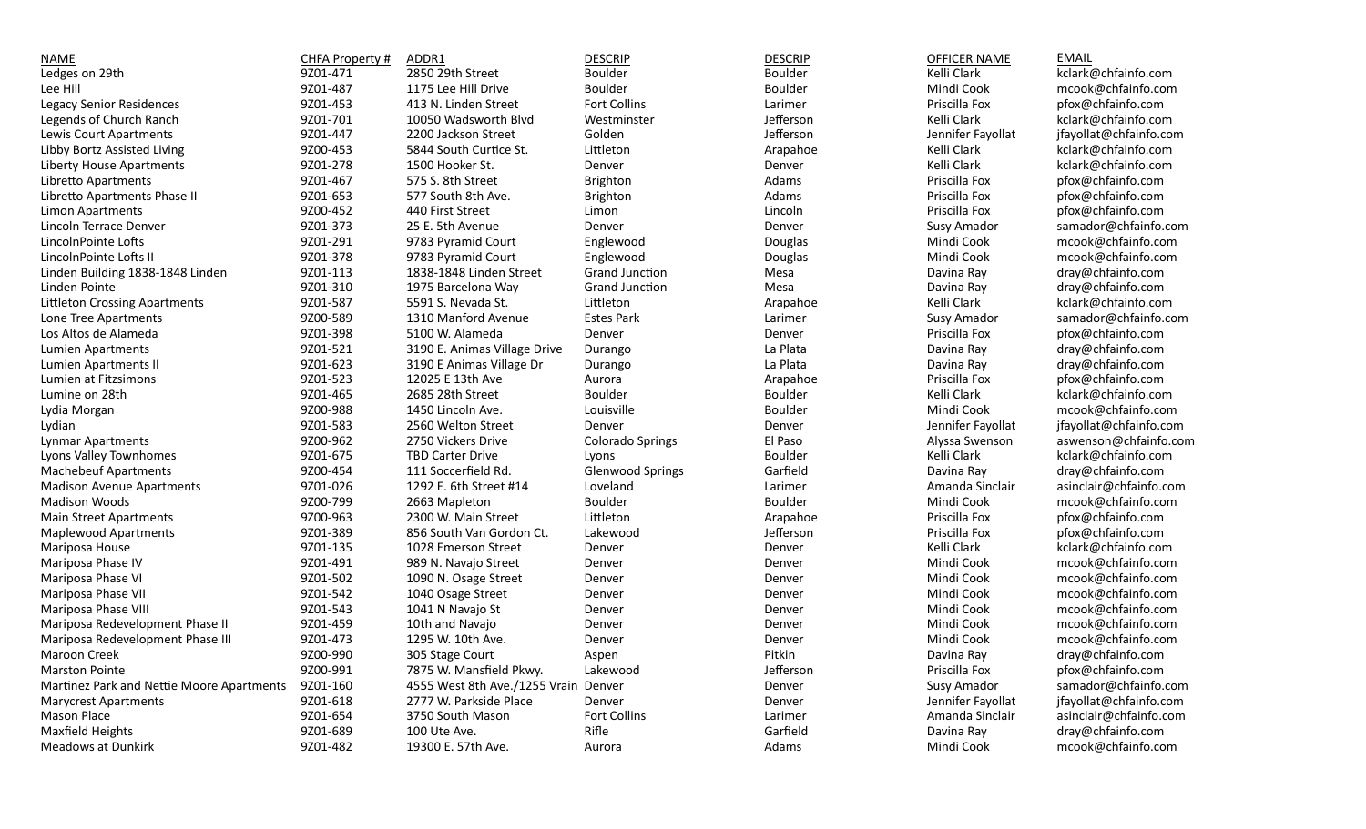| NAME | CHFA Property # | ADDR1 | DESCRIP | DESCRIP | OFFICER NAME | EMAIL |
|---|---|---|---|---|---|---|
| Ledges on 29th | 9Z01-471 | 2850 29th Street | Boulder | Boulder | Kelli Clark | kclark@chfainfo.com |
| Lee Hill | 9Z01-487 | 1175 Lee Hill Drive | Boulder | Boulder | Mindi Cook | mcook@chfainfo.com |
| Legacy Senior Residences | 9Z01-453 | 413 N. Linden Street | Fort Collins | Larimer | Priscilla Fox | pfox@chfainfo.com |
| Legends of Church Ranch | 9Z01-701 | 10050 Wadsworth Blvd | Westminster | Jefferson | Kelli Clark | kclark@chfainfo.com |
| Lewis Court Apartments | 9Z01-447 | 2200 Jackson Street | Golden | Jefferson | Jennifer Fayollat | jfayollat@chfainfo.com |
| Libby Bortz Assisted Living | 9Z00-453 | 5844 South Curtice St. | Littleton | Arapahoe | Kelli Clark | kclark@chfainfo.com |
| Liberty House Apartments | 9Z01-278 | 1500 Hooker St. | Denver | Denver | Kelli Clark | kclark@chfainfo.com |
| Libretto Apartments | 9Z01-467 | 575 S. 8th Street | Brighton | Adams | Priscilla Fox | pfox@chfainfo.com |
| Libretto Apartments Phase II | 9Z01-653 | 577 South 8th Ave. | Brighton | Adams | Priscilla Fox | pfox@chfainfo.com |
| Limon Apartments | 9Z00-452 | 440 First Street | Limon | Lincoln | Priscilla Fox | pfox@chfainfo.com |
| Lincoln Terrace Denver | 9Z01-373 | 25 E. 5th Avenue | Denver | Denver | Susy Amador | samador@chfainfo.com |
| LincolnPointe Lofts | 9Z01-291 | 9783 Pyramid Court | Englewood | Douglas | Mindi Cook | mcook@chfainfo.com |
| LincolnPointe Lofts II | 9Z01-378 | 9783 Pyramid Court | Englewood | Douglas | Mindi Cook | mcook@chfainfo.com |
| Linden Building 1838-1848 Linden | 9Z01-113 | 1838-1848 Linden Street | Grand Junction | Mesa | Davina Ray | dray@chfainfo.com |
| Linden Pointe | 9Z01-310 | 1975 Barcelona Way | Grand Junction | Mesa | Davina Ray | dray@chfainfo.com |
| Littleton Crossing Apartments | 9Z01-587 | 5591 S. Nevada St. | Littleton | Arapahoe | Kelli Clark | kclark@chfainfo.com |
| Lone Tree Apartments | 9Z00-589 | 1310 Manford Avenue | Estes Park | Larimer | Susy Amador | samador@chfainfo.com |
| Los Altos de Alameda | 9Z01-398 | 5100 W. Alameda | Denver | Denver | Priscilla Fox | pfox@chfainfo.com |
| Lumien Apartments | 9Z01-521 | 3190 E. Animas Village Drive | Durango | La Plata | Davina Ray | dray@chfainfo.com |
| Lumien Apartments II | 9Z01-623 | 3190 E Animas Village Dr | Durango | La Plata | Davina Ray | dray@chfainfo.com |
| Lumien at Fitzsimons | 9Z01-523 | 12025 E 13th Ave | Aurora | Arapahoe | Priscilla Fox | pfox@chfainfo.com |
| Lumine on 28th | 9Z01-465 | 2685 28th Street | Boulder | Boulder | Kelli Clark | kclark@chfainfo.com |
| Lydia Morgan | 9Z00-988 | 1450 Lincoln Ave. | Louisville | Boulder | Mindi Cook | mcook@chfainfo.com |
| Lydian | 9Z01-583 | 2560 Welton Street | Denver | Denver | Jennifer Fayollat | jfayollat@chfainfo.com |
| Lynmar Apartments | 9Z00-962 | 2750 Vickers Drive | Colorado Springs | El Paso | Alyssa Swenson | aswenson@chfainfo.com |
| Lyons Valley Townhomes | 9Z01-675 | TBD Carter Drive | Lyons | Boulder | Kelli Clark | kclark@chfainfo.com |
| Machebeuf Apartments | 9Z00-454 | 111 Soccerfield Rd. | Glenwood Springs | Garfield | Davina Ray | dray@chfainfo.com |
| Madison Avenue Apartments | 9Z01-026 | 1292 E. 6th Street #14 | Loveland | Larimer | Amanda Sinclair | asinclair@chfainfo.com |
| Madison Woods | 9Z00-799 | 2663 Mapleton | Boulder | Boulder | Mindi Cook | mcook@chfainfo.com |
| Main Street Apartments | 9Z00-963 | 2300 W. Main Street | Littleton | Arapahoe | Priscilla Fox | pfox@chfainfo.com |
| Maplewood Apartments | 9Z01-389 | 856 South Van Gordon Ct. | Lakewood | Jefferson | Priscilla Fox | pfox@chfainfo.com |
| Mariposa House | 9Z01-135 | 1028 Emerson Street | Denver | Denver | Kelli Clark | kclark@chfainfo.com |
| Mariposa Phase IV | 9Z01-491 | 989 N. Navajo Street | Denver | Denver | Mindi Cook | mcook@chfainfo.com |
| Mariposa Phase VI | 9Z01-502 | 1090 N. Osage Street | Denver | Denver | Mindi Cook | mcook@chfainfo.com |
| Mariposa Phase VII | 9Z01-542 | 1040 Osage Street | Denver | Denver | Mindi Cook | mcook@chfainfo.com |
| Mariposa Phase VIII | 9Z01-543 | 1041 N Navajo St | Denver | Denver | Mindi Cook | mcook@chfainfo.com |
| Mariposa Redevelopment Phase II | 9Z01-459 | 10th and Navajo | Denver | Denver | Mindi Cook | mcook@chfainfo.com |
| Mariposa Redevelopment Phase III | 9Z01-473 | 1295 W. 10th Ave. | Denver | Denver | Mindi Cook | mcook@chfainfo.com |
| Maroon Creek | 9Z00-990 | 305 Stage Court | Aspen | Pitkin | Davina Ray | dray@chfainfo.com |
| Marston Pointe | 9Z00-991 | 7875 W. Mansfield Pkwy. | Lakewood | Jefferson | Priscilla Fox | pfox@chfainfo.com |
| Martinez Park and Nettie Moore Apartments | 9Z01-160 | 4555 West 8th Ave./1255 Vrain | Denver | Denver | Susy Amador | samador@chfainfo.com |
| Marycrest Apartments | 9Z01-618 | 2777 W. Parkside Place | Denver | Denver | Jennifer Fayollat | jfayollat@chfainfo.com |
| Mason Place | 9Z01-654 | 3750 South Mason | Fort Collins | Larimer | Amanda Sinclair | asinclair@chfainfo.com |
| Maxfield Heights | 9Z01-689 | 100 Ute Ave. | Rifle | Garfield | Davina Ray | dray@chfainfo.com |
| Meadows at Dunkirk | 9Z01-482 | 19300 E. 57th Ave. | Aurora | Adams | Mindi Cook | mcook@chfainfo.com |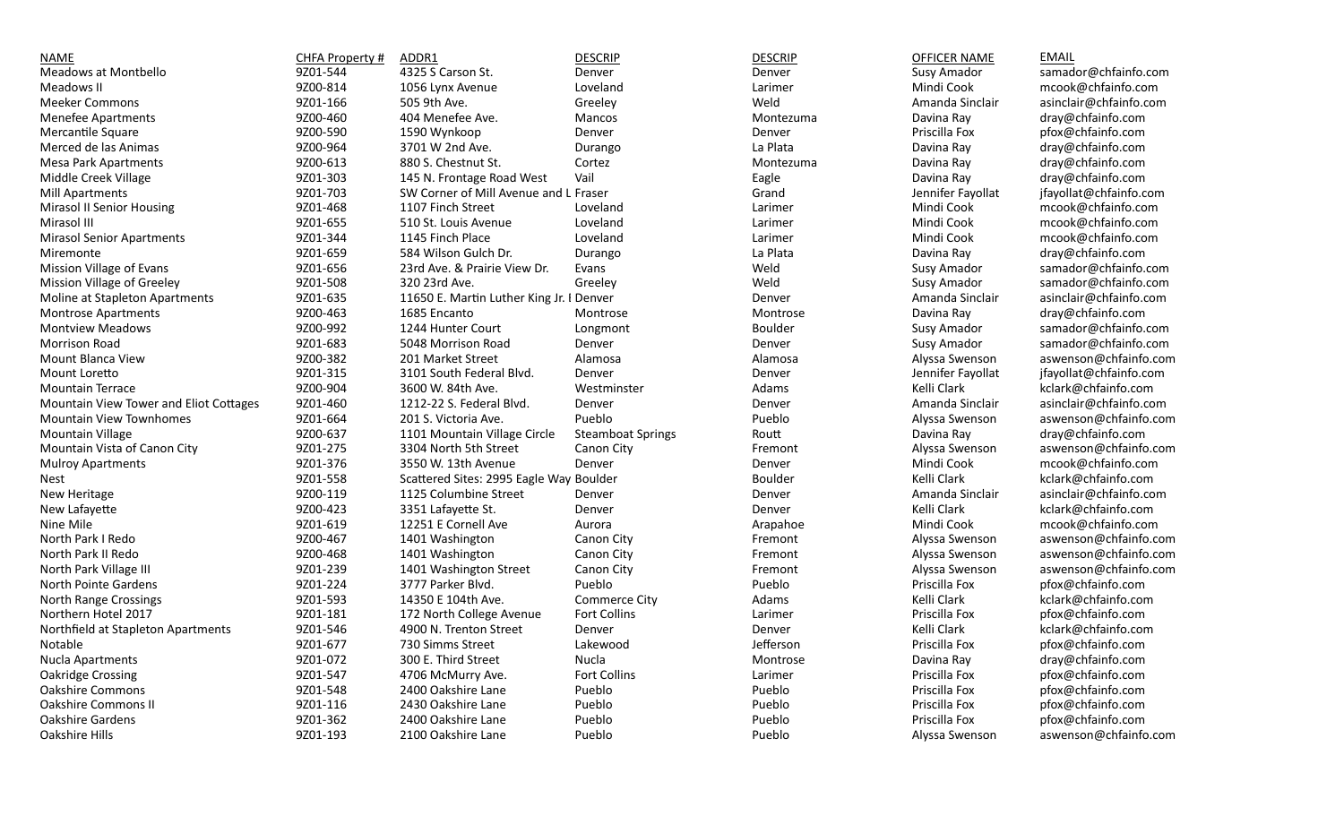| NAME | CHFA Property # | ADDR1 | DESCRIP | DESCRIP | OFFICER NAME | EMAIL |
|---|---|---|---|---|---|---|
| Meadows at Montbello | 9Z01-544 | 4325 S Carson St. | Denver | Denver | Susy Amador | samador@chfainfo.com |
| Meadows II | 9Z00-814 | 1056 Lynx Avenue | Loveland | Larimer | Mindi Cook | mcook@chfainfo.com |
| Meeker Commons | 9Z01-166 | 505 9th Ave. | Greeley | Weld | Amanda Sinclair | asinclair@chfainfo.com |
| Menefee Apartments | 9Z00-460 | 404 Menefee Ave. | Mancos | Montezuma | Davina Ray | dray@chfainfo.com |
| Mercantile Square | 9Z00-590 | 1590 Wynkoop | Denver | Denver | Priscilla Fox | pfox@chfainfo.com |
| Merced de las Animas | 9Z00-964 | 3701 W 2nd Ave. | Durango | La Plata | Davina Ray | dray@chfainfo.com |
| Mesa Park Apartments | 9Z00-613 | 880 S. Chestnut St. | Cortez | Montezuma | Davina Ray | dray@chfainfo.com |
| Middle Creek Village | 9Z01-303 | 145 N. Frontage Road West | Vail | Eagle | Davina Ray | dray@chfainfo.com |
| Mill Apartments | 9Z01-703 | SW Corner of Mill Avenue and L | Fraser | Grand | Jennifer Fayollat | jfayollat@chfainfo.com |
| Mirasol II Senior Housing | 9Z01-468 | 1107 Finch Street | Loveland | Larimer | Mindi Cook | mcook@chfainfo.com |
| Mirasol III | 9Z01-655 | 510 St. Louis Avenue | Loveland | Larimer | Mindi Cook | mcook@chfainfo.com |
| Mirasol Senior Apartments | 9Z01-344 | 1145 Finch Place | Loveland | Larimer | Mindi Cook | mcook@chfainfo.com |
| Miremonte | 9Z01-659 | 584 Wilson Gulch Dr. | Durango | La Plata | Davina Ray | dray@chfainfo.com |
| Mission Village of Evans | 9Z01-656 | 23rd Ave. & Prairie View Dr. | Evans | Weld | Susy Amador | samador@chfainfo.com |
| Mission Village of Greeley | 9Z01-508 | 320 23rd Ave. | Greeley | Weld | Susy Amador | samador@chfainfo.com |
| Moline at Stapleton Apartments | 9Z01-635 | 11650 E. Martin Luther King Jr. I | Denver | Denver | Amanda Sinclair | asinclair@chfainfo.com |
| Montrose Apartments | 9Z00-463 | 1685 Encanto | Montrose | Montrose | Davina Ray | dray@chfainfo.com |
| Montview Meadows | 9Z00-992 | 1244 Hunter Court | Longmont | Boulder | Susy Amador | samador@chfainfo.com |
| Morrison Road | 9Z01-683 | 5048 Morrison Road | Denver | Denver | Susy Amador | samador@chfainfo.com |
| Mount Blanca View | 9Z00-382 | 201 Market Street | Alamosa | Alamosa | Alyssa Swenson | aswenson@chfainfo.com |
| Mount Loretto | 9Z01-315 | 3101 South Federal Blvd. | Denver | Denver | Jennifer Fayollat | jfayollat@chfainfo.com |
| Mountain Terrace | 9Z00-904 | 3600 W. 84th Ave. | Westminster | Adams | Kelli Clark | kclark@chfainfo.com |
| Mountain View Tower and Eliot Cottages | 9Z01-460 | 1212-22 S. Federal Blvd. | Denver | Denver | Amanda Sinclair | asinclair@chfainfo.com |
| Mountain View Townhomes | 9Z01-664 | 201 S. Victoria Ave. | Pueblo | Pueblo | Alyssa Swenson | aswenson@chfainfo.com |
| Mountain Village | 9Z00-637 | 1101 Mountain Village Circle | Steamboat Springs | Routt | Davina Ray | dray@chfainfo.com |
| Mountain Vista of Canon City | 9Z01-275 | 3304 North 5th Street | Canon City | Fremont | Alyssa Swenson | aswenson@chfainfo.com |
| Mulroy Apartments | 9Z01-376 | 3550 W. 13th Avenue | Denver | Denver | Mindi Cook | mcook@chfainfo.com |
| Nest | 9Z01-558 | Scattered Sites: 2995 Eagle Way | Boulder | Boulder | Kelli Clark | kclark@chfainfo.com |
| New Heritage | 9Z00-119 | 1125 Columbine Street | Denver | Denver | Amanda Sinclair | asinclair@chfainfo.com |
| New Lafayette | 9Z00-423 | 3351 Lafayette St. | Denver | Denver | Kelli Clark | kclark@chfainfo.com |
| Nine Mile | 9Z01-619 | 12251 E Cornell Ave | Aurora | Arapahoe | Mindi Cook | mcook@chfainfo.com |
| North Park I Redo | 9Z00-467 | 1401 Washington | Canon City | Fremont | Alyssa Swenson | aswenson@chfainfo.com |
| North Park II Redo | 9Z00-468 | 1401 Washington | Canon City | Fremont | Alyssa Swenson | aswenson@chfainfo.com |
| North Park Village III | 9Z01-239 | 1401 Washington Street | Canon City | Fremont | Alyssa Swenson | aswenson@chfainfo.com |
| North Pointe Gardens | 9Z01-224 | 3777 Parker Blvd. | Pueblo | Pueblo | Priscilla Fox | pfox@chfainfo.com |
| North Range Crossings | 9Z01-593 | 14350 E 104th Ave. | Commerce City | Adams | Kelli Clark | kclark@chfainfo.com |
| Northern Hotel 2017 | 9Z01-181 | 172 North College Avenue | Fort Collins | Larimer | Priscilla Fox | pfox@chfainfo.com |
| Northfield at Stapleton Apartments | 9Z01-546 | 4900 N. Trenton Street | Denver | Denver | Kelli Clark | kclark@chfainfo.com |
| Notable | 9Z01-677 | 730 Simms Street | Lakewood | Jefferson | Priscilla Fox | pfox@chfainfo.com |
| Nucla Apartments | 9Z01-072 | 300 E. Third Street | Nucla | Montrose | Davina Ray | dray@chfainfo.com |
| Oakridge Crossing | 9Z01-547 | 4706 McMurry Ave. | Fort Collins | Larimer | Priscilla Fox | pfox@chfainfo.com |
| Oakshire Commons | 9Z01-548 | 2400 Oakshire Lane | Pueblo | Pueblo | Priscilla Fox | pfox@chfainfo.com |
| Oakshire Commons II | 9Z01-116 | 2430 Oakshire Lane | Pueblo | Pueblo | Priscilla Fox | pfox@chfainfo.com |
| Oakshire Gardens | 9Z01-362 | 2400 Oakshire Lane | Pueblo | Pueblo | Priscilla Fox | pfox@chfainfo.com |
| Oakshire Hills | 9Z01-193 | 2100 Oakshire Lane | Pueblo | Pueblo | Alyssa Swenson | aswenson@chfainfo.com |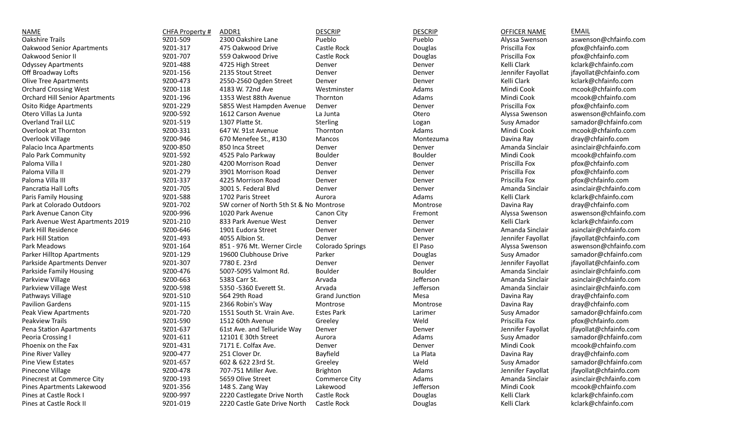| NAME | CHFA Property # | ADDR1 | DESCRIP | DESCRIP | OFFICER NAME | EMAIL |
|---|---|---|---|---|---|---|
| Oakshire Trails | 9Z01-509 | 2300 Oakshire Lane | Pueblo | Pueblo | Alyssa Swenson | aswenson@chfainfo.com |
| Oakwood Senior Apartments | 9Z01-317 | 475 Oakwood Drive | Castle Rock | Douglas | Priscilla Fox | pfox@chfainfo.com |
| Oakwood Senior II | 9Z01-707 | 559 Oakwood Drive | Castle Rock | Douglas | Priscilla Fox | pfox@chfainfo.com |
| Odyssey Apartments | 9Z01-488 | 4725 High Street | Denver | Denver | Kelli Clark | kclark@chfainfo.com |
| Off Broadway Lofts | 9Z01-156 | 2135 Stout Street | Denver | Denver | Jennifer Fayollat | jfayollat@chfainfo.com |
| Olive Tree Apartments | 9Z00-473 | 2550-2560 Ogden Street | Denver | Denver | Kelli Clark | kclark@chfainfo.com |
| Orchard Crossing West | 9Z00-118 | 4183 W. 72nd Ave | Westminster | Adams | Mindi Cook | mcook@chfainfo.com |
| Orchard Hill Senior Apartments | 9Z01-196 | 1353 West 88th Avenue | Thornton | Adams | Mindi Cook | mcook@chfainfo.com |
| Osito Ridge Apartments | 9Z01-229 | 5855 West Hampden Avenue | Denver | Denver | Priscilla Fox | pfox@chfainfo.com |
| Otero Villas La Junta | 9Z00-592 | 1612 Carson Avenue | La Junta | Otero | Alyssa Swenson | aswenson@chfainfo.com |
| Overland Trail LLC | 9Z01-519 | 1307 Platte St. | Sterling | Logan | Susy Amador | samador@chfainfo.com |
| Overlook at Thornton | 9Z00-331 | 647 W. 91st Avenue | Thornton | Adams | Mindi Cook | mcook@chfainfo.com |
| Overlook Village | 9Z00-946 | 670 Menefee St., #130 | Mancos | Montezuma | Davina Ray | dray@chfainfo.com |
| Palacio Inca Apartments | 9Z00-850 | 850 Inca Street | Denver | Denver | Amanda Sinclair | asinclair@chfainfo.com |
| Palo Park Community | 9Z01-592 | 4525 Palo Parkway | Boulder | Boulder | Mindi Cook | mcook@chfainfo.com |
| Paloma Villa I | 9Z01-280 | 4200 Morrison Road | Denver | Denver | Priscilla Fox | pfox@chfainfo.com |
| Paloma Villa II | 9Z01-279 | 3901 Morrison Road | Denver | Denver | Priscilla Fox | pfox@chfainfo.com |
| Paloma Villa III | 9Z01-337 | 4225 Morrison Road | Denver | Denver | Priscilla Fox | pfox@chfainfo.com |
| Pancratia Hall Lofts | 9Z01-705 | 3001 S. Federal Blvd | Denver | Denver | Amanda Sinclair | asinclair@chfainfo.com |
| Paris Family Housing | 9Z01-588 | 1702 Paris Street | Aurora | Adams | Kelli Clark | kclark@chfainfo.com |
| Park at Colorado Outdoors | 9Z01-702 | SW corner of North 5th St & No | Montrose | Montrose | Davina Ray | dray@chfainfo.com |
| Park Avenue Canon City | 9Z00-996 | 1020 Park Avenue | Canon City | Fremont | Alyssa Swenson | aswenson@chfainfo.com |
| Park Avenue West Apartments 2019 | 9Z01-210 | 833 Park Avenue West | Denver | Denver | Kelli Clark | kclark@chfainfo.com |
| Park Hill Residence | 9Z00-646 | 1901 Eudora Street | Denver | Denver | Amanda Sinclair | asinclair@chfainfo.com |
| Park Hill Station | 9Z01-493 | 4055 Albion St. | Denver | Denver | Jennifer Fayollat | jfayollat@chfainfo.com |
| Park Meadows | 9Z01-164 | 851 - 976 Mt. Werner Circle | Colorado Springs | El Paso | Alyssa Swenson | aswenson@chfainfo.com |
| Parker Hilltop Apartments | 9Z01-129 | 19600 Clubhouse Drive | Parker | Douglas | Susy Amador | samador@chfainfo.com |
| Parkside Apartments Denver | 9Z01-307 | 7780 E. 23rd | Denver | Denver | Jennifer Fayollat | jfayollat@chfainfo.com |
| Parkside Family Housing | 9Z00-476 | 5007-5095 Valmont Rd. | Boulder | Boulder | Amanda Sinclair | asinclair@chfainfo.com |
| Parkview Village | 9Z00-663 | 5383 Carr St. | Arvada | Jefferson | Amanda Sinclair | asinclair@chfainfo.com |
| Parkview Village West | 9Z00-598 | 5350 -5360 Everett St. | Arvada | Jefferson | Amanda Sinclair | asinclair@chfainfo.com |
| Pathways Village | 9Z01-510 | 564 29th Road | Grand Junction | Mesa | Davina Ray | dray@chfainfo.com |
| Pavilion Gardens | 9Z01-115 | 2366 Robin's Way | Montrose | Montrose | Davina Ray | dray@chfainfo.com |
| Peak View Apartments | 9Z01-720 | 1551 South St. Vrain Ave. | Estes Park | Larimer | Susy Amador | samador@chfainfo.com |
| Peakview Trails | 9Z01-590 | 1512 60th Avenue | Greeley | Weld | Priscilla Fox | pfox@chfainfo.com |
| Pena Station Apartments | 9Z01-637 | 61st Ave. and Telluride Way | Denver | Denver | Jennifer Fayollat | jfayollat@chfainfo.com |
| Peoria Crossing I | 9Z01-611 | 12101 E 30th Street | Aurora | Adams | Susy Amador | samador@chfainfo.com |
| Phoenix on the Fax | 9Z01-431 | 7171 E. Colfax Ave. | Denver | Denver | Mindi Cook | mcook@chfainfo.com |
| Pine River Valley | 9Z00-477 | 251 Clover Dr. | Bayfield | La Plata | Davina Ray | dray@chfainfo.com |
| Pine View Estates | 9Z01-657 | 602 & 622 23rd St. | Greeley | Weld | Susy Amador | samador@chfainfo.com |
| Pinecone Village | 9Z00-478 | 707-751 Miller Ave. | Brighton | Adams | Jennifer Fayollat | jfayollat@chfainfo.com |
| Pinecrest at Commerce City | 9Z00-193 | 5659 Olive Street | Commerce City | Adams | Amanda Sinclair | asinclair@chfainfo.com |
| Pines Apartments Lakewood | 9Z01-356 | 148 S. Zang Way | Lakewood | Jefferson | Mindi Cook | mcook@chfainfo.com |
| Pines at Castle Rock I | 9Z00-997 | 2220 Castlegate Drive North | Castle Rock | Douglas | Kelli Clark | kclark@chfainfo.com |
| Pines at Castle Rock II | 9Z01-019 | 2220 Castle Gate Drive North | Castle Rock | Douglas | Kelli Clark | kclark@chfainfo.com |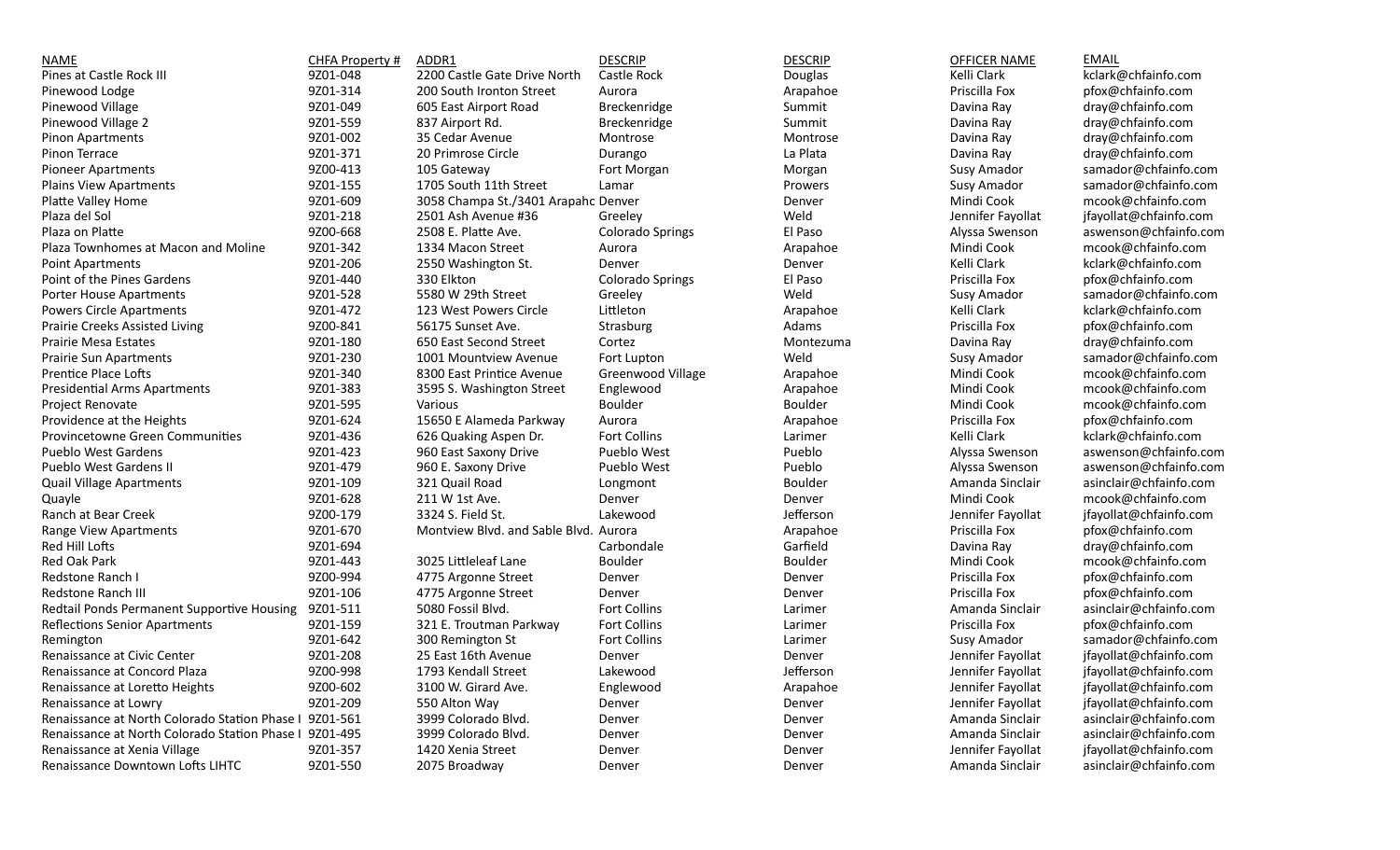| NAME | CHFA Property # | ADDR1 | DESCRIP | DESCRIP | OFFICER NAME | EMAIL |
|---|---|---|---|---|---|---|
| Pines at Castle Rock III | 9Z01-048 | 2200 Castle Gate Drive North | Castle Rock | Douglas | Kelli Clark | kclark@chfainfo.com |
| Pinewood Lodge | 9Z01-314 | 200 South Ironton Street | Aurora | Arapahoe | Priscilla Fox | pfox@chfainfo.com |
| Pinewood Village | 9Z01-049 | 605 East Airport Road | Breckenridge | Summit | Davina Ray | dray@chfainfo.com |
| Pinewood Village 2 | 9Z01-559 | 837 Airport Rd. | Breckenridge | Summit | Davina Ray | dray@chfainfo.com |
| Pinon Apartments | 9Z01-002 | 35 Cedar Avenue | Montrose | Montrose | Davina Ray | dray@chfainfo.com |
| Pinon Terrace | 9Z01-371 | 20 Primrose Circle | Durango | La Plata | Davina Ray | dray@chfainfo.com |
| Pioneer Apartments | 9Z00-413 | 105 Gateway | Fort Morgan | Morgan | Susy Amador | samador@chfainfo.com |
| Plains View Apartments | 9Z01-155 | 1705 South 11th Street | Lamar | Prowers | Susy Amador | samador@chfainfo.com |
| Platte Valley Home | 9Z01-609 | 3058 Champa St./3401 Arapahc | Denver | Denver | Mindi Cook | mcook@chfainfo.com |
| Plaza del Sol | 9Z01-218 | 2501 Ash Avenue #36 | Greeley | Weld | Jennifer Fayollat | jfayollat@chfainfo.com |
| Plaza on Platte | 9Z00-668 | 2508 E. Platte Ave. | Colorado Springs | El Paso | Alyssa Swenson | aswenson@chfainfo.com |
| Plaza Townhomes at Macon and Moline | 9Z01-342 | 1334 Macon Street | Aurora | Arapahoe | Mindi Cook | mcook@chfainfo.com |
| Point Apartments | 9Z01-206 | 2550 Washington St. | Denver | Denver | Kelli Clark | kclark@chfainfo.com |
| Point of the Pines Gardens | 9Z01-440 | 330 Elkton | Colorado Springs | El Paso | Priscilla Fox | pfox@chfainfo.com |
| Porter House Apartments | 9Z01-528 | 5580 W 29th Street | Greeley | Weld | Susy Amador | samador@chfainfo.com |
| Powers Circle Apartments | 9Z01-472 | 123 West Powers Circle | Littleton | Arapahoe | Kelli Clark | kclark@chfainfo.com |
| Prairie Creeks Assisted Living | 9Z00-841 | 56175 Sunset Ave. | Strasburg | Adams | Priscilla Fox | pfox@chfainfo.com |
| Prairie Mesa Estates | 9Z01-180 | 650 East Second Street | Cortez | Montezuma | Davina Ray | dray@chfainfo.com |
| Prairie Sun Apartments | 9Z01-230 | 1001 Mountview Avenue | Fort Lupton | Weld | Susy Amador | samador@chfainfo.com |
| Prentice Place Lofts | 9Z01-340 | 8300 East Printice Avenue | Greenwood Village | Arapahoe | Mindi Cook | mcook@chfainfo.com |
| Presidential Arms Apartments | 9Z01-383 | 3595 S. Washington Street | Englewood | Arapahoe | Mindi Cook | mcook@chfainfo.com |
| Project Renovate | 9Z01-595 | Various | Boulder | Boulder | Mindi Cook | mcook@chfainfo.com |
| Providence at the Heights | 9Z01-624 | 15650 E Alameda Parkway | Aurora | Arapahoe | Priscilla Fox | pfox@chfainfo.com |
| Provincetowne Green Communities | 9Z01-436 | 626 Quaking Aspen Dr. | Fort Collins | Larimer | Kelli Clark | kclark@chfainfo.com |
| Pueblo West Gardens | 9Z01-423 | 960 East Saxony Drive | Pueblo West | Pueblo | Alyssa Swenson | aswenson@chfainfo.com |
| Pueblo West Gardens II | 9Z01-479 | 960 E. Saxony Drive | Pueblo West | Pueblo | Alyssa Swenson | aswenson@chfainfo.com |
| Quail Village Apartments | 9Z01-109 | 321 Quail Road | Longmont | Boulder | Amanda Sinclair | asinclair@chfainfo.com |
| Quayle | 9Z01-628 | 211 W 1st Ave. | Denver | Denver | Mindi Cook | mcook@chfainfo.com |
| Ranch at Bear Creek | 9Z00-179 | 3324 S. Field St. | Lakewood | Jefferson | Jennifer Fayollat | jfayollat@chfainfo.com |
| Range View Apartments | 9Z01-670 | Montview Blvd. and Sable Blvd. | Aurora | Arapahoe | Priscilla Fox | pfox@chfainfo.com |
| Red Hill Lofts | 9Z01-694 | | Carbondale | Garfield | Davina Ray | dray@chfainfo.com |
| Red Oak Park | 9Z01-443 | 3025 Littleleaf Lane | Boulder | Boulder | Mindi Cook | mcook@chfainfo.com |
| Redstone Ranch I | 9Z00-994 | 4775 Argonne Street | Denver | Denver | Priscilla Fox | pfox@chfainfo.com |
| Redstone Ranch III | 9Z01-106 | 4775 Argonne Street | Denver | Denver | Priscilla Fox | pfox@chfainfo.com |
| Redtail Ponds Permanent Supportive Housing | 9Z01-511 | 5080 Fossil Blvd. | Fort Collins | Larimer | Amanda Sinclair | asinclair@chfainfo.com |
| Reflections Senior Apartments | 9Z01-159 | 321 E. Troutman Parkway | Fort Collins | Larimer | Priscilla Fox | pfox@chfainfo.com |
| Remington | 9Z01-642 | 300 Remington St | Fort Collins | Larimer | Susy Amador | samador@chfainfo.com |
| Renaissance at Civic Center | 9Z01-208 | 25 East 16th Avenue | Denver | Denver | Jennifer Fayollat | jfayollat@chfainfo.com |
| Renaissance at Concord Plaza | 9Z00-998 | 1793 Kendall Street | Lakewood | Jefferson | Jennifer Fayollat | jfayollat@chfainfo.com |
| Renaissance at Loretto Heights | 9Z00-602 | 3100 W. Girard Ave. | Englewood | Arapahoe | Jennifer Fayollat | jfayollat@chfainfo.com |
| Renaissance at Lowry | 9Z01-209 | 550 Alton Way | Denver | Denver | Jennifer Fayollat | jfayollat@chfainfo.com |
| Renaissance at North Colorado Station Phase I | 9Z01-561 | 3999 Colorado Blvd. | Denver | Denver | Amanda Sinclair | asinclair@chfainfo.com |
| Renaissance at North Colorado Station Phase I | 9Z01-495 | 3999 Colorado Blvd. | Denver | Denver | Amanda Sinclair | asinclair@chfainfo.com |
| Renaissance at Xenia Village | 9Z01-357 | 1420 Xenia Street | Denver | Denver | Jennifer Fayollat | jfayollat@chfainfo.com |
| Renaissance Downtown Lofts LIHTC | 9Z01-550 | 2075 Broadway | Denver | Denver | Amanda Sinclair | asinclair@chfainfo.com |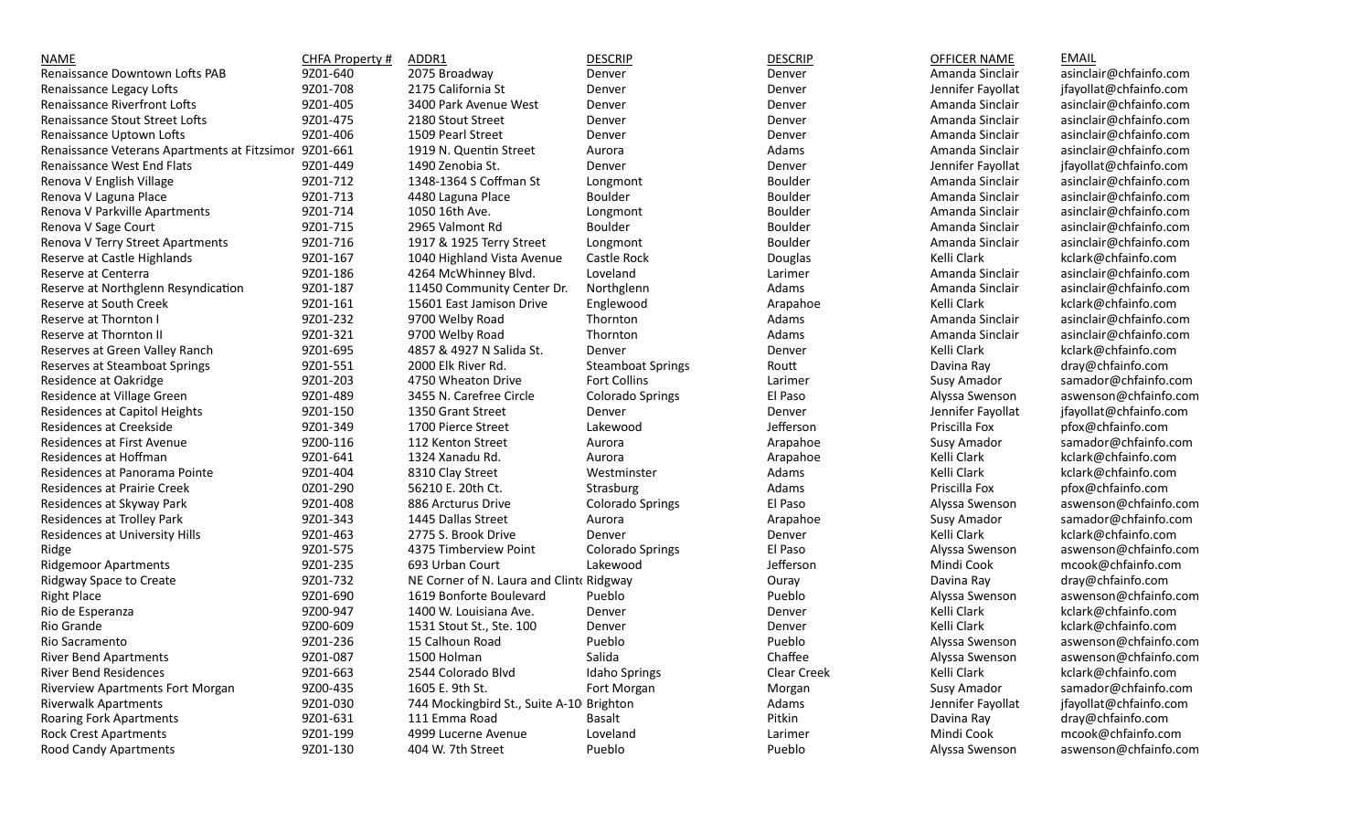| NAME | CHFA Property # | ADDR1 | DESCRIP | DESCRIP | OFFICER NAME | EMAIL |
|---|---|---|---|---|---|---|
| Renaissance Downtown Lofts PAB | 9Z01-640 | 2075 Broadway | Denver | Denver | Amanda Sinclair | asinclair@chfainfo.com |
| Renaissance Legacy Lofts | 9Z01-708 | 2175 California St | Denver | Denver | Jennifer Fayollat | jfayollat@chfainfo.com |
| Renaissance Riverfront Lofts | 9Z01-405 | 3400 Park Avenue West | Denver | Denver | Amanda Sinclair | asinclair@chfainfo.com |
| Renaissance Stout Street Lofts | 9Z01-475 | 2180 Stout Street | Denver | Denver | Amanda Sinclair | asinclair@chfainfo.com |
| Renaissance Uptown Lofts | 9Z01-406 | 1509 Pearl Street | Denver | Denver | Amanda Sinclair | asinclair@chfainfo.com |
| Renaissance Veterans Apartments at Fitzsimor | 9Z01-661 | 1919 N. Quentin Street | Aurora | Adams | Amanda Sinclair | asinclair@chfainfo.com |
| Renaissance West End Flats | 9Z01-449 | 1490 Zenobia St. | Denver | Denver | Jennifer Fayollat | jfayollat@chfainfo.com |
| Renova V English Village | 9Z01-712 | 1348-1364 S Coffman St | Longmont | Boulder | Amanda Sinclair | asinclair@chfainfo.com |
| Renova V Laguna Place | 9Z01-713 | 4480 Laguna Place | Boulder | Boulder | Amanda Sinclair | asinclair@chfainfo.com |
| Renova V Parkville Apartments | 9Z01-714 | 1050 16th Ave. | Longmont | Boulder | Amanda Sinclair | asinclair@chfainfo.com |
| Renova V Sage Court | 9Z01-715 | 2965 Valmont Rd | Boulder | Boulder | Amanda Sinclair | asinclair@chfainfo.com |
| Renova V Terry Street Apartments | 9Z01-716 | 1917 & 1925 Terry Street | Longmont | Boulder | Amanda Sinclair | asinclair@chfainfo.com |
| Reserve at Castle Highlands | 9Z01-167 | 1040 Highland Vista Avenue | Castle Rock | Douglas | Kelli Clark | kclark@chfainfo.com |
| Reserve at Centerra | 9Z01-186 | 4264 McWhinney Blvd. | Loveland | Larimer | Amanda Sinclair | asinclair@chfainfo.com |
| Reserve at Northglenn Resyndication | 9Z01-187 | 11450 Community Center Dr. | Northglenn | Adams | Amanda Sinclair | asinclair@chfainfo.com |
| Reserve at South Creek | 9Z01-161 | 15601 East Jamison Drive | Englewood | Arapahoe | Kelli Clark | kclark@chfainfo.com |
| Reserve at Thornton I | 9Z01-232 | 9700 Welby Road | Thornton | Adams | Amanda Sinclair | asinclair@chfainfo.com |
| Reserve at Thornton II | 9Z01-321 | 9700 Welby Road | Thornton | Adams | Amanda Sinclair | asinclair@chfainfo.com |
| Reserves at Green Valley Ranch | 9Z01-695 | 4857 & 4927 N Salida St. | Denver | Denver | Kelli Clark | kclark@chfainfo.com |
| Reserves at Steamboat Springs | 9Z01-551 | 2000 Elk River Rd. | Steamboat Springs | Routt | Davina Ray | dray@chfainfo.com |
| Residence at Oakridge | 9Z01-203 | 4750 Wheaton Drive | Fort Collins | Larimer | Susy Amador | samador@chfainfo.com |
| Residence at Village Green | 9Z01-489 | 3455 N. Carefree Circle | Colorado Springs | El Paso | Alyssa Swenson | aswenson@chfainfo.com |
| Residences at Capitol Heights | 9Z01-150 | 1350 Grant Street | Denver | Denver | Jennifer Fayollat | jfayollat@chfainfo.com |
| Residences at Creekside | 9Z01-349 | 1700 Pierce Street | Lakewood | Jefferson | Priscilla Fox | pfox@chfainfo.com |
| Residences at First Avenue | 9Z00-116 | 112 Kenton Street | Aurora | Arapahoe | Susy Amador | samador@chfainfo.com |
| Residences at Hoffman | 9Z01-641 | 1324 Xanadu Rd. | Aurora | Arapahoe | Kelli Clark | kclark@chfainfo.com |
| Residences at Panorama Pointe | 9Z01-404 | 8310 Clay Street | Westminster | Adams | Kelli Clark | kclark@chfainfo.com |
| Residences at Prairie Creek | 0Z01-290 | 56210 E. 20th Ct. | Strasburg | Adams | Priscilla Fox | pfox@chfainfo.com |
| Residences at Skyway Park | 9Z01-408 | 886 Arcturus Drive | Colorado Springs | El Paso | Alyssa Swenson | aswenson@chfainfo.com |
| Residences at Trolley Park | 9Z01-343 | 1445 Dallas Street | Aurora | Arapahoe | Susy Amador | samador@chfainfo.com |
| Residences at University Hills | 9Z01-463 | 2775 S. Brook Drive | Denver | Denver | Kelli Clark | kclark@chfainfo.com |
| Ridge | 9Z01-575 | 4375 Timberview Point | Colorado Springs | El Paso | Alyssa Swenson | aswenson@chfainfo.com |
| Ridgemoor Apartments | 9Z01-235 | 693 Urban Court | Lakewood | Jefferson | Mindi Cook | mcook@chfainfo.com |
| Ridgway Space to Create | 9Z01-732 | NE Corner of N. Laura and Clint | Ridgway | Ouray | Davina Ray | dray@chfainfo.com |
| Right Place | 9Z01-690 | 1619 Bonforte Boulevard | Pueblo | Pueblo | Alyssa Swenson | aswenson@chfainfo.com |
| Rio de Esperanza | 9Z00-947 | 1400 W. Louisiana Ave. | Denver | Denver | Kelli Clark | kclark@chfainfo.com |
| Rio Grande | 9Z00-609 | 1531 Stout St., Ste. 100 | Denver | Denver | Kelli Clark | kclark@chfainfo.com |
| Rio Sacramento | 9Z01-236 | 15 Calhoun Road | Pueblo | Pueblo | Alyssa Swenson | aswenson@chfainfo.com |
| River Bend Apartments | 9Z01-087 | 1500 Holman | Salida | Chaffee | Alyssa Swenson | aswenson@chfainfo.com |
| River Bend Residences | 9Z01-663 | 2544 Colorado Blvd | Idaho Springs | Clear Creek | Kelli Clark | kclark@chfainfo.com |
| Riverview Apartments Fort Morgan | 9Z00-435 | 1605 E. 9th St. | Fort Morgan | Morgan | Susy Amador | samador@chfainfo.com |
| Riverwalk Apartments | 9Z01-030 | 744 Mockingbird St., Suite A-10 | Brighton | Adams | Jennifer Fayollat | jfayollat@chfainfo.com |
| Roaring Fork Apartments | 9Z01-631 | 111 Emma Road | Basalt | Pitkin | Davina Ray | dray@chfainfo.com |
| Rock Crest Apartments | 9Z01-199 | 4999 Lucerne Avenue | Loveland | Larimer | Mindi Cook | mcook@chfainfo.com |
| Rood Candy Apartments | 9Z01-130 | 404 W. 7th Street | Pueblo | Pueblo | Alyssa Swenson | aswenson@chfainfo.com |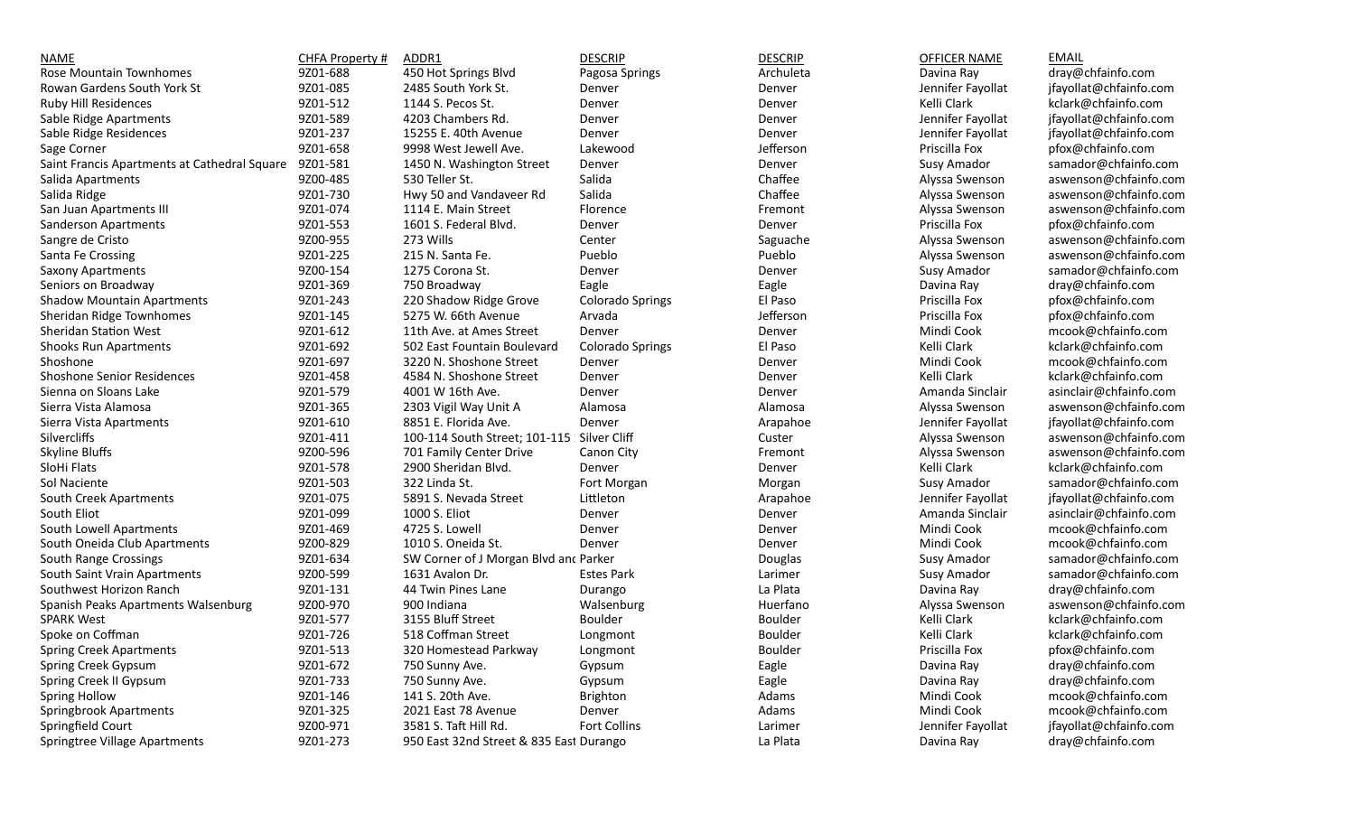| NAME | CHFA Property # | ADDR1 | DESCRIP | DESCRIP | OFFICER NAME | EMAIL |
|---|---|---|---|---|---|---|
| Rose Mountain Townhomes | 9Z01-688 | 450 Hot Springs Blvd | Pagosa Springs | Archuleta | Davina Ray | dray@chfainfo.com |
| Rowan Gardens South York St | 9Z01-085 | 2485 South York St. | Denver | Denver | Jennifer Fayollat | jfayollat@chfainfo.com |
| Ruby Hill Residences | 9Z01-512 | 1144 S. Pecos St. | Denver | Denver | Kelli Clark | kclark@chfainfo.com |
| Sable Ridge Apartments | 9Z01-589 | 4203 Chambers Rd. | Denver | Denver | Jennifer Fayollat | jfayollat@chfainfo.com |
| Sable Ridge Residences | 9Z01-237 | 15255 E. 40th Avenue | Denver | Denver | Jennifer Fayollat | jfayollat@chfainfo.com |
| Sage Corner | 9Z01-658 | 9998 West Jewell Ave. | Lakewood | Jefferson | Priscilla Fox | pfox@chfainfo.com |
| Saint Francis Apartments at Cathedral Square | 9Z01-581 | 1450 N. Washington Street | Denver | Denver | Susy Amador | samador@chfainfo.com |
| Salida Apartments | 9Z00-485 | 530 Teller St. | Salida | Chaffee | Alyssa Swenson | aswenson@chfainfo.com |
| Salida Ridge | 9Z01-730 | Hwy 50 and Vandaveer Rd | Salida | Chaffee | Alyssa Swenson | aswenson@chfainfo.com |
| San Juan Apartments III | 9Z01-074 | 1114 E. Main Street | Florence | Fremont | Alyssa Swenson | aswenson@chfainfo.com |
| Sanderson Apartments | 9Z01-553 | 1601 S. Federal Blvd. | Denver | Denver | Priscilla Fox | pfox@chfainfo.com |
| Sangre de Cristo | 9Z00-955 | 273 Wills | Center | Saguache | Alyssa Swenson | aswenson@chfainfo.com |
| Santa Fe Crossing | 9Z01-225 | 215 N. Santa Fe. | Pueblo | Pueblo | Alyssa Swenson | aswenson@chfainfo.com |
| Saxony Apartments | 9Z00-154 | 1275 Corona St. | Denver | Denver | Susy Amador | samador@chfainfo.com |
| Seniors on Broadway | 9Z01-369 | 750 Broadway | Eagle | Eagle | Davina Ray | dray@chfainfo.com |
| Shadow Mountain Apartments | 9Z01-243 | 220 Shadow Ridge Grove | Colorado Springs | El Paso | Priscilla Fox | pfox@chfainfo.com |
| Sheridan Ridge Townhomes | 9Z01-145 | 5275 W. 66th Avenue | Arvada | Jefferson | Priscilla Fox | pfox@chfainfo.com |
| Sheridan Station West | 9Z01-612 | 11th Ave. at Ames Street | Denver | Denver | Mindi Cook | mcook@chfainfo.com |
| Shooks Run Apartments | 9Z01-692 | 502 East Fountain Boulevard | Colorado Springs | El Paso | Kelli Clark | kclark@chfainfo.com |
| Shoshone | 9Z01-697 | 3220 N. Shoshone Street | Denver | Denver | Mindi Cook | mcook@chfainfo.com |
| Shoshone Senior Residences | 9Z01-458 | 4584 N. Shoshone Street | Denver | Denver | Kelli Clark | kclark@chfainfo.com |
| Sienna on Sloans Lake | 9Z01-579 | 4001 W 16th Ave. | Denver | Denver | Amanda Sinclair | asinclair@chfainfo.com |
| Sierra Vista Alamosa | 9Z01-365 | 2303 Vigil Way Unit A | Alamosa | Alamosa | Alyssa Swenson | aswenson@chfainfo.com |
| Sierra Vista Apartments | 9Z01-610 | 8851 E. Florida Ave. | Denver | Arapahoe | Jennifer Fayollat | jfayollat@chfainfo.com |
| Silvercliffs | 9Z01-411 | 100-114 South Street; 101-115 | Silver Cliff | Custer | Alyssa Swenson | aswenson@chfainfo.com |
| Skyline Bluffs | 9Z00-596 | 701 Family Center Drive | Canon City | Fremont | Alyssa Swenson | aswenson@chfainfo.com |
| SloHi Flats | 9Z01-578 | 2900 Sheridan Blvd. | Denver | Denver | Kelli Clark | kclark@chfainfo.com |
| Sol Naciente | 9Z01-503 | 322 Linda St. | Fort Morgan | Morgan | Susy Amador | samador@chfainfo.com |
| South Creek Apartments | 9Z01-075 | 5891 S. Nevada Street | Littleton | Arapahoe | Jennifer Fayollat | jfayollat@chfainfo.com |
| South Eliot | 9Z01-099 | 1000 S. Eliot | Denver | Denver | Amanda Sinclair | asinclair@chfainfo.com |
| South Lowell Apartments | 9Z01-469 | 4725 S. Lowell | Denver | Denver | Mindi Cook | mcook@chfainfo.com |
| South Oneida Club Apartments | 9Z00-829 | 1010 S. Oneida St. | Denver | Denver | Mindi Cook | mcook@chfainfo.com |
| South Range Crossings | 9Z01-634 | SW Corner of J Morgan Blvd and | Parker | Douglas | Susy Amador | samador@chfainfo.com |
| South Saint Vrain Apartments | 9Z00-599 | 1631 Avalon Dr. | Estes Park | Larimer | Susy Amador | samador@chfainfo.com |
| Southwest Horizon Ranch | 9Z01-131 | 44 Twin Pines Lane | Durango | La Plata | Davina Ray | dray@chfainfo.com |
| Spanish Peaks Apartments Walsenburg | 9Z00-970 | 900 Indiana | Walsenburg | Huerfano | Alyssa Swenson | aswenson@chfainfo.com |
| SPARK West | 9Z01-577 | 3155 Bluff Street | Boulder | Boulder | Kelli Clark | kclark@chfainfo.com |
| Spoke on Coffman | 9Z01-726 | 518 Coffman Street | Longmont | Boulder | Kelli Clark | kclark@chfainfo.com |
| Spring Creek Apartments | 9Z01-513 | 320 Homestead Parkway | Longmont | Boulder | Priscilla Fox | pfox@chfainfo.com |
| Spring Creek Gypsum | 9Z01-672 | 750 Sunny Ave. | Gypsum | Eagle | Davina Ray | dray@chfainfo.com |
| Spring Creek II Gypsum | 9Z01-733 | 750 Sunny Ave. | Gypsum | Eagle | Davina Ray | dray@chfainfo.com |
| Spring Hollow | 9Z01-146 | 141 S. 20th Ave. | Brighton | Adams | Mindi Cook | mcook@chfainfo.com |
| Springbrook Apartments | 9Z01-325 | 2021 East 78 Avenue | Denver | Adams | Mindi Cook | mcook@chfainfo.com |
| Springfield Court | 9Z00-971 | 3581 S. Taft Hill Rd. | Fort Collins | Larimer | Jennifer Fayollat | jfayollat@chfainfo.com |
| Springtree Village Apartments | 9Z01-273 | 950 East 32nd Street & 835 East | Durango | La Plata | Davina Ray | dray@chfainfo.com |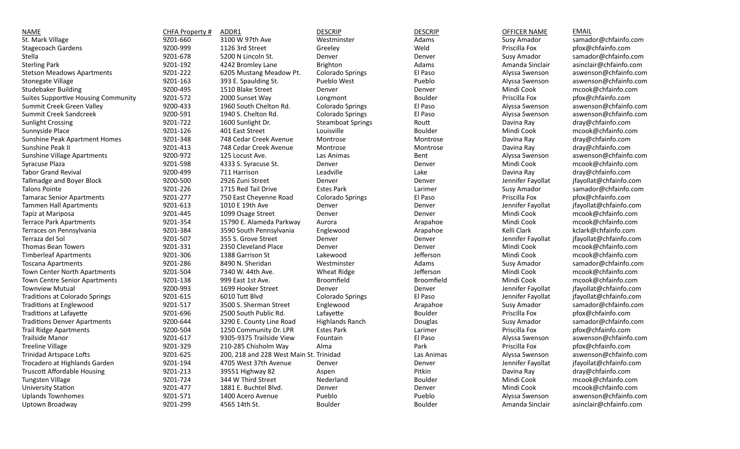| NAME | CHFA Property # | ADDR1 | DESCRIP | DESCRIP | OFFICER NAME | EMAIL |
|---|---|---|---|---|---|---|
| St. Mark Village | 9Z01-660 | 3100 W 97th Ave | Westminster | Adams | Susy Amador | samador@chfainfo.com |
| Stagecoach Gardens | 9Z00-999 | 1126 3rd Street | Greeley | Weld | Priscilla Fox | pfox@chfainfo.com |
| Stella | 9Z01-678 | 5200 N Lincoln St. | Denver | Denver | Susy Amador | samador@chfainfo.com |
| Sterling Park | 9Z01-192 | 4242 Bromley Lane | Brighton | Adams | Amanda Sinclair | asinclair@chfainfo.com |
| Stetson Meadows Apartments | 9Z01-222 | 6205 Mustang Meadow Pt. | Colorado Springs | El Paso | Alyssa Swenson | aswenson@chfainfo.com |
| Stonegate Village | 9Z01-163 | 393 E. Spaulding St. | Pueblo West | Pueblo | Alyssa Swenson | aswenson@chfainfo.com |
| Studebaker Building | 9Z00-495 | 1510 Blake Street | Denver | Denver | Mindi Cook | mcook@chfainfo.com |
| Suites Supportive Housing Community | 9Z01-572 | 2000 Sunset Way | Longmont | Boulder | Priscilla Fox | pfox@chfainfo.com |
| Summit Creek Green Valley | 9Z00-433 | 1960 South Chelton Rd. | Colorado Springs | El Paso | Alyssa Swenson | aswenson@chfainfo.com |
| Summit Creek Sandcreek | 9Z00-591 | 1940 S. Chelton Rd. | Colorado Springs | El Paso | Alyssa Swenson | aswenson@chfainfo.com |
| Sunlight Crossing | 9Z01-722 | 1600 Sunlight Dr. | Steamboat Springs | Routt | Davina Ray | dray@chfainfo.com |
| Sunnyside Place | 9Z01-126 | 401 East Street | Louisville | Boulder | Mindi Cook | mcook@chfainfo.com |
| Sunshine Peak Apartment Homes | 9Z01-348 | 748 Cedar Creek Avenue | Montrose | Montrose | Davina Ray | dray@chfainfo.com |
| Sunshine Peak II | 9Z01-413 | 748 Cedar Creek Avenue | Montrose | Montrose | Davina Ray | dray@chfainfo.com |
| Sunshine Village Apartments | 9Z00-972 | 125 Locust Ave. | Las Animas | Bent | Alyssa Swenson | aswenson@chfainfo.com |
| Syracuse Plaza | 9Z01-598 | 4333 S. Syracuse St. | Denver | Denver | Mindi Cook | mcook@chfainfo.com |
| Tabor Grand Revival | 9Z00-499 | 711 Harrison | Leadville | Lake | Davina Ray | dray@chfainfo.com |
| Tallmadge and Boyer Block | 9Z00-500 | 2926 Zuni Street | Denver | Denver | Jennifer Fayollat | jfayollat@chfainfo.com |
| Talons Pointe | 9Z01-226 | 1715 Red Tail Drive | Estes Park | Larimer | Susy Amador | samador@chfainfo.com |
| Tamarac Senior Apartments | 9Z01-277 | 750 East Cheyenne Road | Colorado Springs | El Paso | Priscilla Fox | pfox@chfainfo.com |
| Tammen Hall Apartments | 9Z01-613 | 1010 E 19th Ave | Denver | Denver | Jennifer Fayollat | jfayollat@chfainfo.com |
| Tapiz at Mariposa | 9Z01-445 | 1099 Osage Street | Denver | Denver | Mindi Cook | mcook@chfainfo.com |
| Terrace Park Apartments | 9Z01-354 | 15790 E. Alameda Parkway | Aurora | Arapahoe | Mindi Cook | mcook@chfainfo.com |
| Terraces on Pennsylvania | 9Z01-384 | 3590 South Pennsylvania | Englewood | Arapahoe | Kelli Clark | kclark@chfainfo.com |
| Terraza del Sol | 9Z01-507 | 355 S. Grove Street | Denver | Denver | Jennifer Fayollat | jfayollat@chfainfo.com |
| Thomas Bean Towers | 9Z01-331 | 2350 Cleveland Place | Denver | Denver | Mindi Cook | mcook@chfainfo.com |
| Timberleaf Apartments | 9Z01-306 | 1388 Garrison St | Lakewood | Jefferson | Mindi Cook | mcook@chfainfo.com |
| Toscana Apartments | 9Z01-286 | 8490 N. Sheridan | Westminster | Adams | Susy Amador | samador@chfainfo.com |
| Town Center North Apartments | 9Z01-504 | 7340 W. 44th Ave. | Wheat Ridge | Jefferson | Mindi Cook | mcook@chfainfo.com |
| Town Centre Senior Apartments | 9Z01-138 | 999 East 1st Ave. | Broomfield | Broomfield | Mindi Cook | mcook@chfainfo.com |
| Townview Mutual | 9Z00-993 | 1699 Hooker Street | Denver | Denver | Jennifer Fayollat | jfayollat@chfainfo.com |
| Traditions at Colorado Springs | 9Z01-615 | 6010 Tutt Blvd | Colorado Springs | El Paso | Jennifer Fayollat | jfayollat@chfainfo.com |
| Traditions at Englewood | 9Z01-517 | 3500 S. Sherman Street | Englewood | Arapahoe | Susy Amador | samador@chfainfo.com |
| Traditions at Lafayette | 9Z01-696 | 2500 South Public Rd. | Lafayette | Boulder | Priscilla Fox | pfox@chfainfo.com |
| Traditions Denver Apartments | 9Z00-644 | 3290 E. County Line Road | Highlands Ranch | Douglas | Susy Amador | samador@chfainfo.com |
| Trail Ridge Apartments | 9Z00-504 | 1250 Community Dr. LPR | Estes Park | Larimer | Priscilla Fox | pfox@chfainfo.com |
| Trailside Manor | 9Z01-617 | 9305-9375 Trailside View | Fountain | El Paso | Alyssa Swenson | aswenson@chfainfo.com |
| Treeline Village | 9Z01-329 | 210-285 Chisholm Way | Alma | Park | Priscilla Fox | pfox@chfainfo.com |
| Trinidad Artspace Lofts | 9Z01-625 | 200, 218 and 228 West Main St. | Trinidad | Las Animas | Alyssa Swenson | aswenson@chfainfo.com |
| Trocadero at Highlands Garden | 9Z01-194 | 4705 West 37th Avenue | Denver | Denver | Jennifer Fayollat | jfayollat@chfainfo.com |
| Truscott Affordable Housing | 9Z01-213 | 39551 Highway 82 | Aspen | Pitkin | Davina Ray | dray@chfainfo.com |
| Tungsten Village | 9Z01-724 | 344 W Third Street | Nederland | Boulder | Mindi Cook | mcook@chfainfo.com |
| University Station | 9Z01-477 | 1881 E. Buchtel Blvd. | Denver | Denver | Mindi Cook | mcook@chfainfo.com |
| Uplands Townhomes | 9Z01-571 | 1400 Acero Avenue | Pueblo | Pueblo | Alyssa Swenson | aswenson@chfainfo.com |
| Uptown Broadway | 9Z01-299 | 4565 14th St. | Boulder | Boulder | Amanda Sinclair | asinclair@chfainfo.com |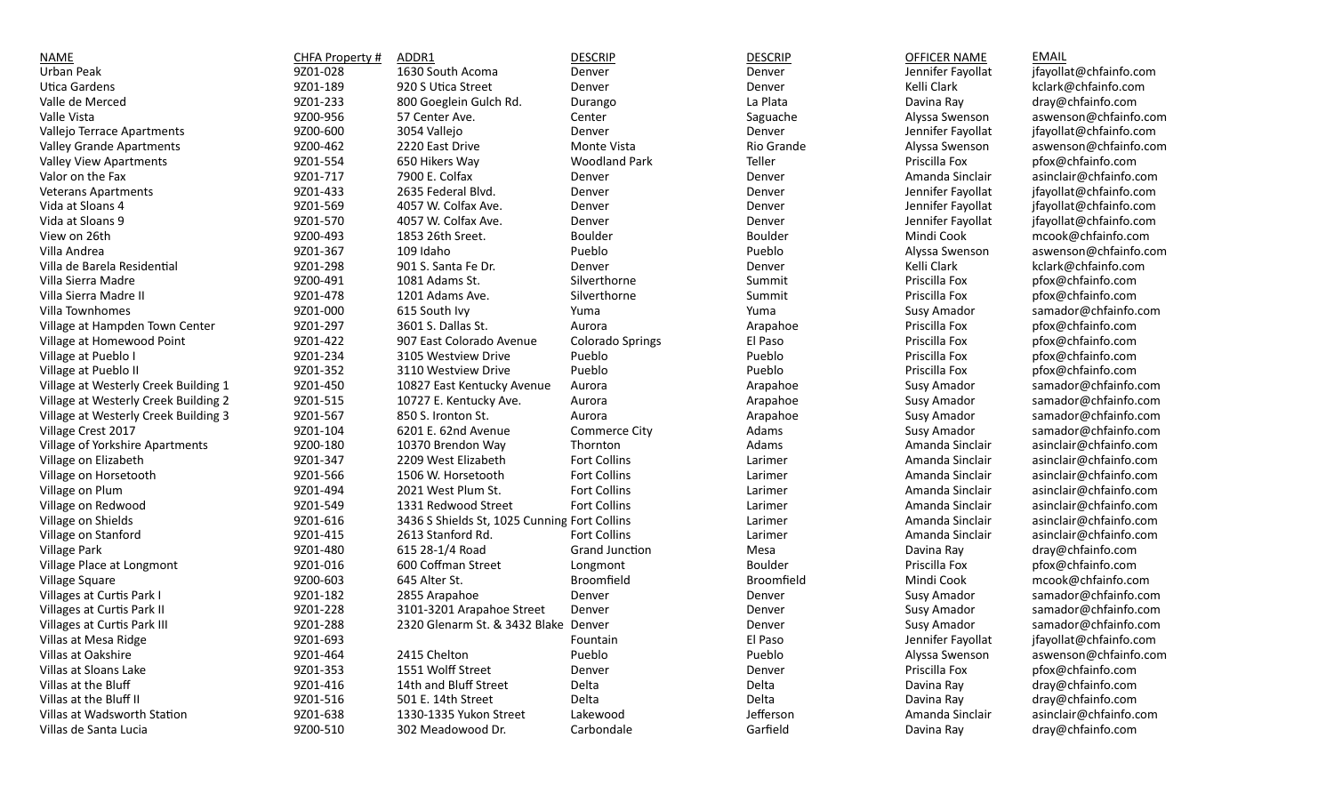| NAME | CHFA Property # | ADDR1 | DESCRIP | DESCRIP | OFFICER NAME | EMAIL |
|---|---|---|---|---|---|---|
| Urban Peak | 9Z01-028 | 1630 South Acoma | Denver | Denver | Jennifer Fayollat | jfayollat@chfainfo.com |
| Utica Gardens | 9Z01-189 | 920 S Utica Street | Denver | Denver | Kelli Clark | kclark@chfainfo.com |
| Valle de Merced | 9Z01-233 | 800 Goeglein Gulch Rd. | Durango | La Plata | Davina Ray | dray@chfainfo.com |
| Valle Vista | 9Z00-956 | 57 Center Ave. | Center | Saguache | Alyssa Swenson | aswenson@chfainfo.com |
| Vallejo Terrace Apartments | 9Z00-600 | 3054 Vallejo | Denver | Denver | Jennifer Fayollat | jfayollat@chfainfo.com |
| Valley Grande Apartments | 9Z00-462 | 2220 East Drive | Monte Vista | Rio Grande | Alyssa Swenson | aswenson@chfainfo.com |
| Valley View Apartments | 9Z01-554 | 650 Hikers Way | Woodland Park | Teller | Priscilla Fox | pfox@chfainfo.com |
| Valor on the Fax | 9Z01-717 | 7900 E. Colfax | Denver | Denver | Amanda Sinclair | asinclair@chfainfo.com |
| Veterans Apartments | 9Z01-433 | 2635 Federal Blvd. | Denver | Denver | Jennifer Fayollat | jfayollat@chfainfo.com |
| Vida at Sloans 4 | 9Z01-569 | 4057 W. Colfax Ave. | Denver | Denver | Jennifer Fayollat | jfayollat@chfainfo.com |
| Vida at Sloans 9 | 9Z01-570 | 4057 W. Colfax Ave. | Denver | Denver | Jennifer Fayollat | jfayollat@chfainfo.com |
| View on 26th | 9Z00-493 | 1853 26th Sreet. | Boulder | Boulder | Mindi Cook | mcook@chfainfo.com |
| Villa Andrea | 9Z01-367 | 109 Idaho | Pueblo | Pueblo | Alyssa Swenson | aswenson@chfainfo.com |
| Villa de Barela Residential | 9Z01-298 | 901 S. Santa Fe Dr. | Denver | Denver | Kelli Clark | kclark@chfainfo.com |
| Villa Sierra Madre | 9Z00-491 | 1081 Adams St. | Silverthorne | Summit | Priscilla Fox | pfox@chfainfo.com |
| Villa Sierra Madre II | 9Z01-478 | 1201 Adams Ave. | Silverthorne | Summit | Priscilla Fox | pfox@chfainfo.com |
| Villa Townhomes | 9Z01-000 | 615 South Ivy | Yuma | Yuma | Susy Amador | samador@chfainfo.com |
| Village at Hampden Town Center | 9Z01-297 | 3601 S. Dallas St. | Aurora | Arapahoe | Priscilla Fox | pfox@chfainfo.com |
| Village at Homewood Point | 9Z01-422 | 907 East Colorado Avenue | Colorado Springs | El Paso | Priscilla Fox | pfox@chfainfo.com |
| Village at Pueblo I | 9Z01-234 | 3105 Westview Drive | Pueblo | Pueblo | Priscilla Fox | pfox@chfainfo.com |
| Village at Pueblo II | 9Z01-352 | 3110 Westview Drive | Pueblo | Pueblo | Priscilla Fox | pfox@chfainfo.com |
| Village at Westerly Creek Building 1 | 9Z01-450 | 10827 East Kentucky Avenue | Aurora | Arapahoe | Susy Amador | samador@chfainfo.com |
| Village at Westerly Creek Building 2 | 9Z01-515 | 10727 E. Kentucky Ave. | Aurora | Arapahoe | Susy Amador | samador@chfainfo.com |
| Village at Westerly Creek Building 3 | 9Z01-567 | 850 S. Ironton St. | Aurora | Arapahoe | Susy Amador | samador@chfainfo.com |
| Village Crest 2017 | 9Z01-104 | 6201 E. 62nd Avenue | Commerce City | Adams | Susy Amador | samador@chfainfo.com |
| Village of Yorkshire Apartments | 9Z00-180 | 10370 Brendon Way | Thornton | Adams | Amanda Sinclair | asinclair@chfainfo.com |
| Village on Elizabeth | 9Z01-347 | 2209 West Elizabeth | Fort Collins | Larimer | Amanda Sinclair | asinclair@chfainfo.com |
| Village on Horsetooth | 9Z01-566 | 1506 W. Horsetooth | Fort Collins | Larimer | Amanda Sinclair | asinclair@chfainfo.com |
| Village on Plum | 9Z01-494 | 2021 West Plum St. | Fort Collins | Larimer | Amanda Sinclair | asinclair@chfainfo.com |
| Village on Redwood | 9Z01-549 | 1331 Redwood Street | Fort Collins | Larimer | Amanda Sinclair | asinclair@chfainfo.com |
| Village on Shields | 9Z01-616 | 3436 S Shields St, 1025 Cunning | Fort Collins | Larimer | Amanda Sinclair | asinclair@chfainfo.com |
| Village on Stanford | 9Z01-415 | 2613 Stanford Rd. | Fort Collins | Larimer | Amanda Sinclair | asinclair@chfainfo.com |
| Village Park | 9Z01-480 | 615 28-1/4 Road | Grand Junction | Mesa | Davina Ray | dray@chfainfo.com |
| Village Place at Longmont | 9Z01-016 | 600 Coffman Street | Longmont | Boulder | Priscilla Fox | pfox@chfainfo.com |
| Village Square | 9Z00-603 | 645 Alter St. | Broomfield | Broomfield | Mindi Cook | mcook@chfainfo.com |
| Villages at Curtis Park I | 9Z01-182 | 2855 Arapahoe | Denver | Denver | Susy Amador | samador@chfainfo.com |
| Villages at Curtis Park II | 9Z01-228 | 3101-3201 Arapahoe Street | Denver | Denver | Susy Amador | samador@chfainfo.com |
| Villages at Curtis Park III | 9Z01-288 | 2320 Glenarm St. & 3432 Blake | Denver | Denver | Susy Amador | samador@chfainfo.com |
| Villas at Mesa Ridge | 9Z01-693 | | Fountain | El Paso | Jennifer Fayollat | jfayollat@chfainfo.com |
| Villas at Oakshire | 9Z01-464 | 2415 Chelton | Pueblo | Pueblo | Alyssa Swenson | aswenson@chfainfo.com |
| Villas at Sloans Lake | 9Z01-353 | 1551 Wolff Street | Denver | Denver | Priscilla Fox | pfox@chfainfo.com |
| Villas at the Bluff | 9Z01-416 | 14th and Bluff Street | Delta | Delta | Davina Ray | dray@chfainfo.com |
| Villas at the Bluff II | 9Z01-516 | 501 E. 14th Street | Delta | Delta | Davina Ray | dray@chfainfo.com |
| Villas at Wadsworth Station | 9Z01-638 | 1330-1335 Yukon Street | Lakewood | Jefferson | Amanda Sinclair | asinclair@chfainfo.com |
| Villas de Santa Lucia | 9Z00-510 | 302 Meadowood Dr. | Carbondale | Garfield | Davina Ray | dray@chfainfo.com |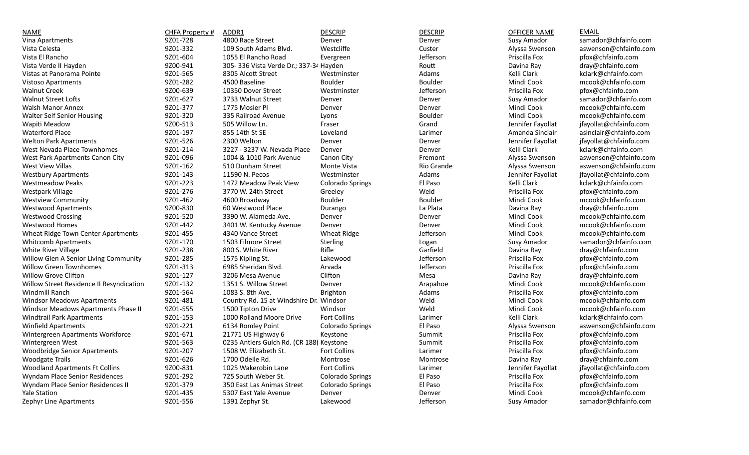| NAME | CHFA Property # | ADDR1 | DESCRIP | DESCRIP | OFFICER NAME | EMAIL |
|---|---|---|---|---|---|---|
| Vina Apartments | 9Z01-728 | 4800 Race Street | Denver | Denver | Susy Amador | samador@chfainfo.com |
| Vista Celesta | 9Z01-332 | 109 South Adams Blvd. | Westcliffe | Custer | Alyssa Swenson | aswenson@chfainfo.com |
| Vista El Rancho | 9Z01-604 | 1055 El Rancho Road | Evergreen | Jefferson | Priscilla Fox | pfox@chfainfo.com |
| Vista Verde II Hayden | 9Z00-941 | 305- 336 Vista Verde Dr.; 337-34 | Hayden | Routt | Davina Ray | dray@chfainfo.com |
| Vistas at Panorama Pointe | 9Z01-565 | 8305 Alcott Street | Westminster | Adams | Kelli Clark | kclark@chfainfo.com |
| Vistoso Apartments | 9Z01-282 | 4500 Baseline | Boulder | Boulder | Mindi Cook | mcook@chfainfo.com |
| Walnut Creek | 9Z00-639 | 10350 Dover Street | Westminster | Jefferson | Priscilla Fox | pfox@chfainfo.com |
| Walnut Street Lofts | 9Z01-627 | 3733 Walnut Street | Denver | Denver | Susy Amador | samador@chfainfo.com |
| Walsh Manor Annex | 9Z01-377 | 1775 Mosier Pl | Denver | Denver | Mindi Cook | mcook@chfainfo.com |
| Walter Self Senior Housing | 9Z01-320 | 335 Railroad Avenue | Lyons | Boulder | Mindi Cook | mcook@chfainfo.com |
| Wapiti Meadow | 9Z00-513 | 505 Willow Ln. | Fraser | Grand | Jennifer Fayollat | jfayollat@chfainfo.com |
| Waterford Place | 9Z01-197 | 855 14th St SE | Loveland | Larimer | Amanda Sinclair | asinclair@chfainfo.com |
| Welton Park Apartments | 9Z01-526 | 2300 Welton | Denver | Denver | Jennifer Fayollat | jfayollat@chfainfo.com |
| West Nevada Place Townhomes | 9Z01-214 | 3227 - 3237 W. Nevada Place | Denver | Denver | Kelli Clark | kclark@chfainfo.com |
| West Park Apartments Canon City | 9Z01-096 | 1004 & 1010 Park Avenue | Canon City | Fremont | Alyssa Swenson | aswenson@chfainfo.com |
| West View Villas | 9Z01-162 | 510 Dunham Street | Monte Vista | Rio Grande | Alyssa Swenson | aswenson@chfainfo.com |
| Westbury Apartments | 9Z01-143 | 11590 N. Pecos | Westminster | Adams | Jennifer Fayollat | jfayollat@chfainfo.com |
| Westmeadow Peaks | 9Z01-223 | 1472 Meadow Peak View | Colorado Springs | El Paso | Kelli Clark | kclark@chfainfo.com |
| Westpark Village | 9Z01-276 | 3770 W. 24th Street | Greeley | Weld | Priscilla Fox | pfox@chfainfo.com |
| Westview Community | 9Z01-462 | 4600 Broadway | Boulder | Boulder | Mindi Cook | mcook@chfainfo.com |
| Westwood Apartments | 9Z00-830 | 60 Westwood Place | Durango | La Plata | Davina Ray | dray@chfainfo.com |
| Westwood Crossing | 9Z01-520 | 3390 W. Alameda Ave. | Denver | Denver | Mindi Cook | mcook@chfainfo.com |
| Westwood Homes | 9Z01-442 | 3401 W. Kentucky Avenue | Denver | Denver | Mindi Cook | mcook@chfainfo.com |
| Wheat Ridge Town Center Apartments | 9Z01-455 | 4340 Vance Street | Wheat Ridge | Jefferson | Mindi Cook | mcook@chfainfo.com |
| Whitcomb Apartments | 9Z01-170 | 1503 Filmore Street | Sterling | Logan | Susy Amador | samador@chfainfo.com |
| White River Village | 9Z01-238 | 800 S. White River | Rifle | Garfield | Davina Ray | dray@chfainfo.com |
| Willow Glen A Senior Living Community | 9Z01-285 | 1575 Kipling St. | Lakewood | Jefferson | Priscilla Fox | pfox@chfainfo.com |
| Willow Green Townhomes | 9Z01-313 | 6985 Sheridan Blvd. | Arvada | Jefferson | Priscilla Fox | pfox@chfainfo.com |
| Willow Grove Clifton | 9Z01-127 | 3206 Mesa Avenue | Clifton | Mesa | Davina Ray | dray@chfainfo.com |
| Willow Street Residence II Resyndication | 9Z01-132 | 1351 S. Willow Street | Denver | Arapahoe | Mindi Cook | mcook@chfainfo.com |
| Windmill Ranch | 9Z01-564 | 1083 S. 8th Ave. | Brighton | Adams | Priscilla Fox | pfox@chfainfo.com |
| Windsor Meadows Apartments | 9Z01-481 | Country Rd. 15 at Windshire Dr. | Windsor | Weld | Mindi Cook | mcook@chfainfo.com |
| Windsor Meadows Apartments Phase II | 9Z01-555 | 1500 Tipton Drive | Windsor | Weld | Mindi Cook | mcook@chfainfo.com |
| Windtrail Park Apartments | 9Z01-153 | 1000 Rolland Moore Drive | Fort Collins | Larimer | Kelli Clark | kclark@chfainfo.com |
| Winfield Apartments | 9Z01-221 | 6134 Romley Point | Colorado Springs | El Paso | Alyssa Swenson | aswenson@chfainfo.com |
| Wintergreen Apartments Workforce | 9Z01-671 | 21771 US Highway 6 | Keystone | Summit | Priscilla Fox | pfox@chfainfo.com |
| Wintergreen West | 9Z01-563 | 0235 Antlers Gulch Rd. (CR 188( | Keystone | Summit | Priscilla Fox | pfox@chfainfo.com |
| Woodbridge Senior Apartments | 9Z01-207 | 1508 W. Elizabeth St. | Fort Collins | Larimer | Priscilla Fox | pfox@chfainfo.com |
| Woodgate Trails | 9Z01-626 | 1700 Odelle Rd. | Montrose | Montrose | Davina Ray | dray@chfainfo.com |
| Woodland Apartments Ft Collins | 9Z00-831 | 1025 Wakerobin Lane | Fort Collins | Larimer | Jennifer Fayollat | jfayollat@chfainfo.com |
| Wyndam Place Senior Residences | 9Z01-292 | 725 South Weber St. | Colorado Springs | El Paso | Priscilla Fox | pfox@chfainfo.com |
| Wyndam Place Senior Residences II | 9Z01-379 | 350 East Las Animas Street | Colorado Springs | El Paso | Priscilla Fox | pfox@chfainfo.com |
| Yale Station | 9Z01-435 | 5307 East Yale Avenue | Denver | Denver | Mindi Cook | mcook@chfainfo.com |
| Zephyr Line Apartments | 9Z01-556 | 1391 Zephyr St. | Lakewood | Jefferson | Susy Amador | samador@chfainfo.com |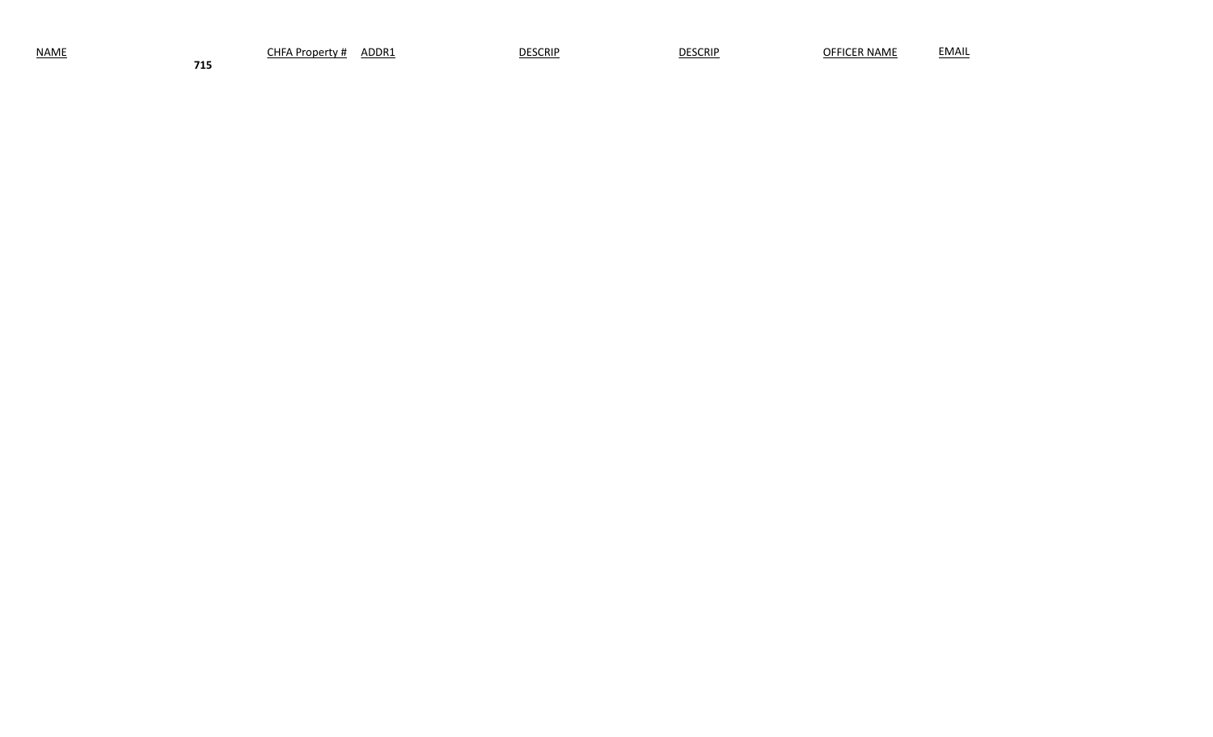| NAME | | CHFA Property # | ADDR1 | DESCRIP | DESCRIP | OFFICER NAME | EMAIL |
|---|---|---|---|---|---|---|---|
| | **715** | | | | | | |